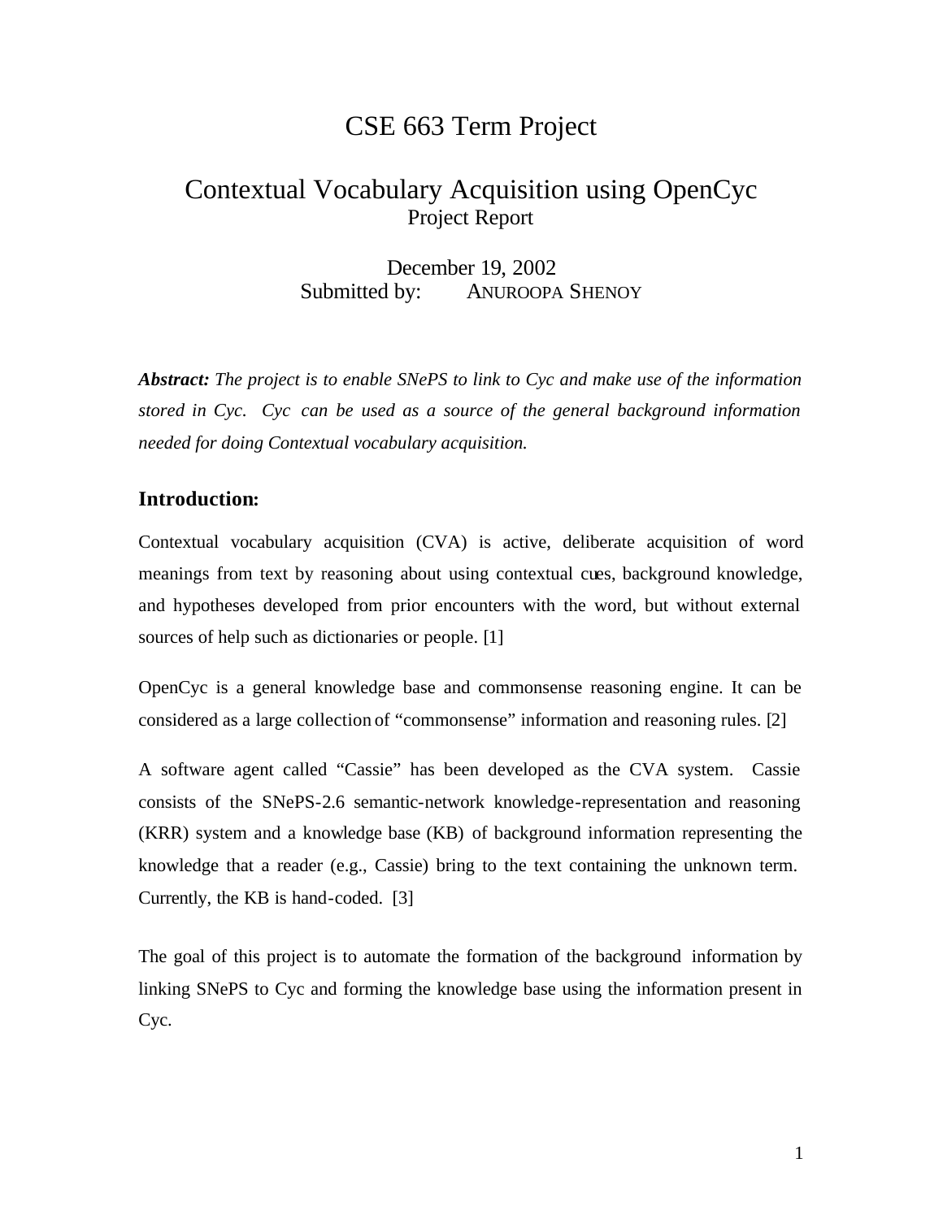# CSE 663 Term Project

## Contextual Vocabulary Acquisition using OpenCyc

Project Report

December 19, 2002

Submitted by: ANUROOPA SHENOY

***Abstract:*** *The project is to enable SNePS to link to Cyc and make use of the information stored in Cyc. Cyc can be used as a source of the general background information needed for doing Contextual vocabulary acquisition.*

### Introduction:

Contextual vocabulary acquisition (CVA) is active, deliberate acquisition of word meanings from text by reasoning about using contextual cues, background knowledge, and hypotheses developed from prior encounters with the word, but without external sources of help such as dictionaries or people. [1]

OpenCyc is a general knowledge base and commonsense reasoning engine. It can be considered as a large collection of "commonsense" information and reasoning rules. [2]

A software agent called "Cassie" has been developed as the CVA system. Cassie consists of the SNePS-2.6 semantic-network knowledge-representation and reasoning (KRR) system and a knowledge base (KB) of background information representing the knowledge that a reader (e.g., Cassie) bring to the text containing the unknown term. Currently, the KB is hand-coded. [3]

The goal of this project is to automate the formation of the background information by linking SNePS to Cyc and forming the knowledge base using the information present in Cyc.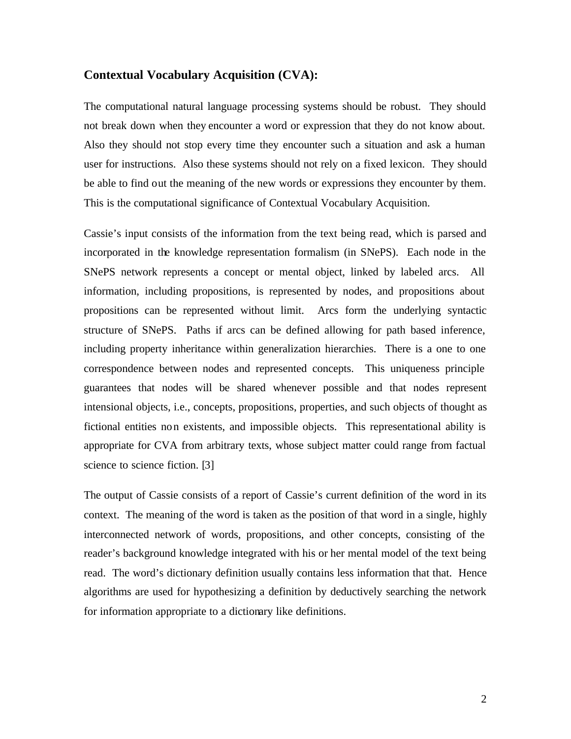### Contextual Vocabulary Acquisition (CVA):

The computational natural language processing systems should be robust. They should not break down when they encounter a word or expression that they do not know about. Also they should not stop every time they encounter such a situation and ask a human user for instructions. Also these systems should not rely on a fixed lexicon. They should be able to find out the meaning of the new words or expressions they encounter by them. This is the computational significance of Contextual Vocabulary Acquisition.

Cassie's input consists of the information from the text being read, which is parsed and incorporated in the knowledge representation formalism (in SNePS). Each node in the SNePS network represents a concept or mental object, linked by labeled arcs. All information, including propositions, is represented by nodes, and propositions about propositions can be represented without limit. Arcs form the underlying syntactic structure of SNePS. Paths if arcs can be defined allowing for path based inference, including property inheritance within generalization hierarchies. There is a one to one correspondence between nodes and represented concepts. This uniqueness principle guarantees that nodes will be shared whenever possible and that nodes represent intensional objects, i.e., concepts, propositions, properties, and such objects of thought as fictional entities non existents, and impossible objects. This representational ability is appropriate for CVA from arbitrary texts, whose subject matter could range from factual science to science fiction. [3]

The output of Cassie consists of a report of Cassie's current definition of the word in its context. The meaning of the word is taken as the position of that word in a single, highly interconnected network of words, propositions, and other concepts, consisting of the reader's background knowledge integrated with his or her mental model of the text being read. The word's dictionary definition usually contains less information that that. Hence algorithms are used for hypothesizing a definition by deductively searching the network for information appropriate to a dictionary like definitions.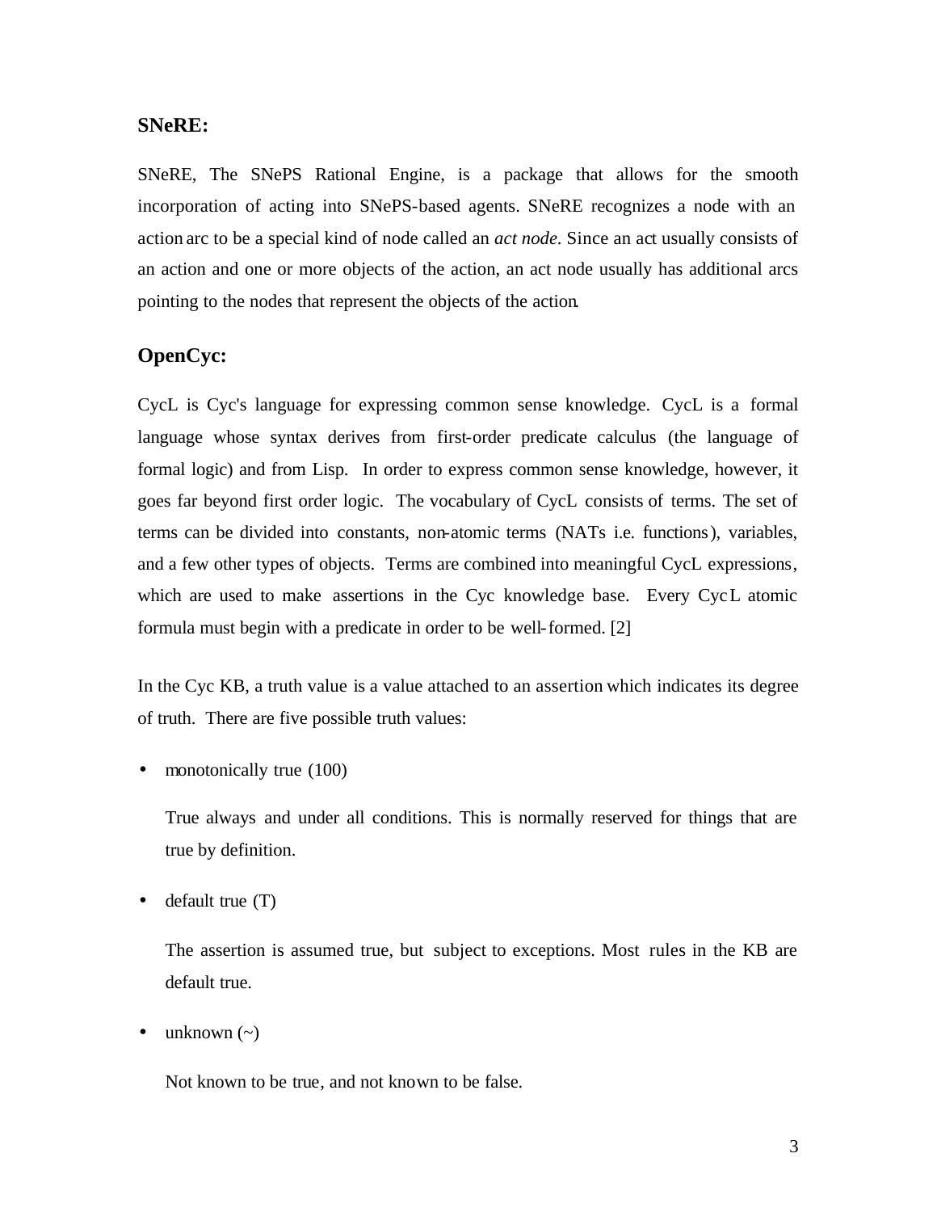### SNeRE:

SNeRE, The SNePS Rational Engine, is a package that allows for the smooth incorporation of acting into SNePS-based agents. SNeRE recognizes a node with an action arc to be a special kind of node called an *act node*. Since an act usually consists of an action and one or more objects of the action, an act node usually has additional arcs pointing to the nodes that represent the objects of the action.

### OpenCyc:

CycL is Cyc's language for expressing common sense knowledge. CycL is a formal language whose syntax derives from first-order predicate calculus (the language of formal logic) and from Lisp. In order to express common sense knowledge, however, it goes far beyond first order logic. The vocabulary of CycL consists of terms. The set of terms can be divided into constants, non-atomic terms (NATs i.e. functions), variables, and a few other types of objects. Terms are combined into meaningful CycL expressions, which are used to make assertions in the Cyc knowledge base. Every CycL atomic formula must begin with a predicate in order to be well-formed. [2]

In the Cyc KB, a truth value is a value attached to an assertion which indicates its degree of truth. There are five possible truth values:

- monotonically true (100)

  True always and under all conditions. This is normally reserved for things that are true by definition.

- default true (T)

  The assertion is assumed true, but subject to exceptions. Most rules in the KB are default true.

- unknown (~)

  Not known to be true, and not known to be false.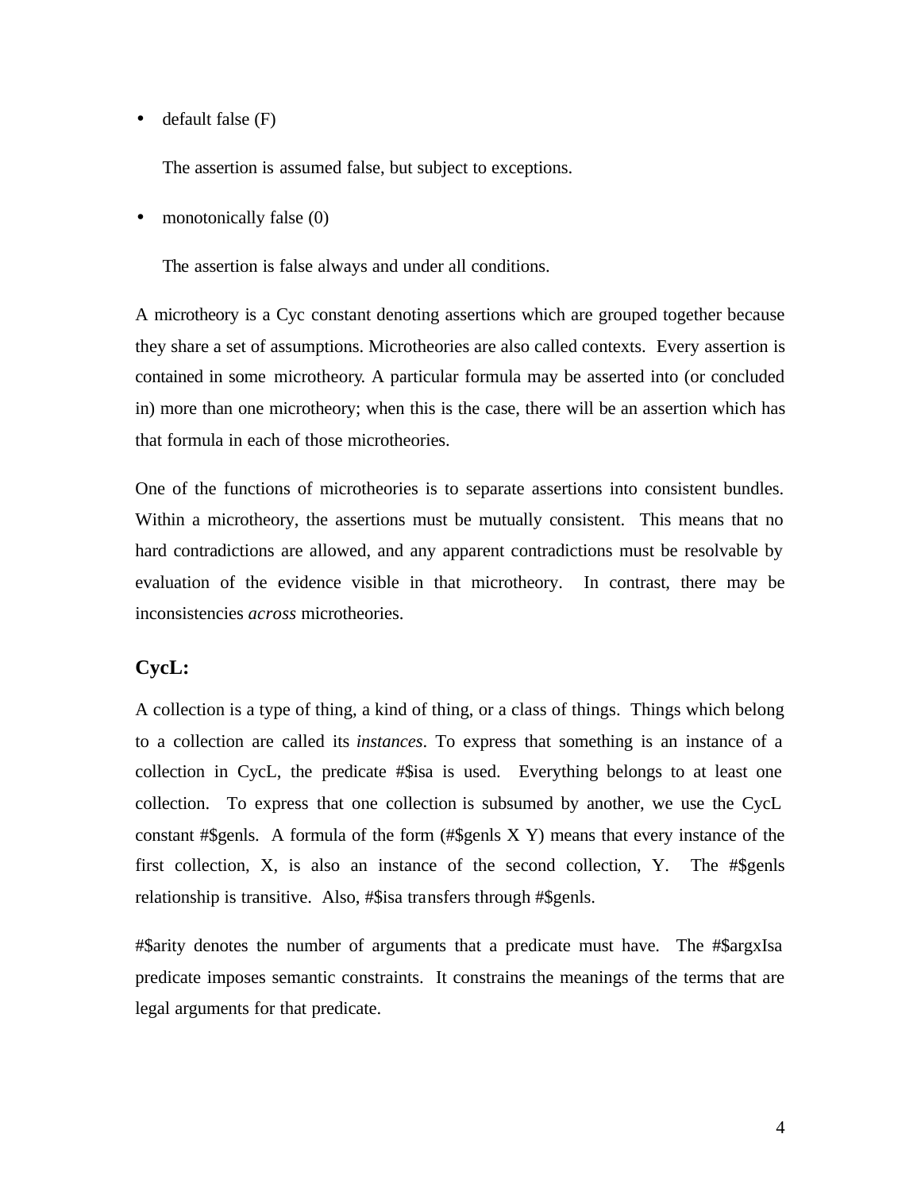- default false (F)

  The assertion is assumed false, but subject to exceptions.

- monotonically false (0)

  The assertion is false always and under all conditions.

A microtheory is a Cyc constant denoting assertions which are grouped together because they share a set of assumptions. Microtheories are also called contexts. Every assertion is contained in some microtheory. A particular formula may be asserted into (or concluded in) more than one microtheory; when this is the case, there will be an assertion which has that formula in each of those microtheories.

One of the functions of microtheories is to separate assertions into consistent bundles. Within a microtheory, the assertions must be mutually consistent. This means that no hard contradictions are allowed, and any apparent contradictions must be resolvable by evaluation of the evidence visible in that microtheory. In contrast, there may be inconsistencies *across* microtheories.

### CycL:

A collection is a type of thing, a kind of thing, or a class of things. Things which belong to a collection are called its *instances*. To express that something is an instance of a collection in CycL, the predicate #$isa is used. Everything belongs to at least one collection. To express that one collection is subsumed by another, we use the CycL constant #$genls. A formula of the form (#$genls X Y) means that every instance of the first collection, X, is also an instance of the second collection, Y. The #$genls relationship is transitive. Also, #$isa transfers through #$genls.

#$arity denotes the number of arguments that a predicate must have. The #$argxIsa predicate imposes semantic constraints. It constrains the meanings of the terms that are legal arguments for that predicate.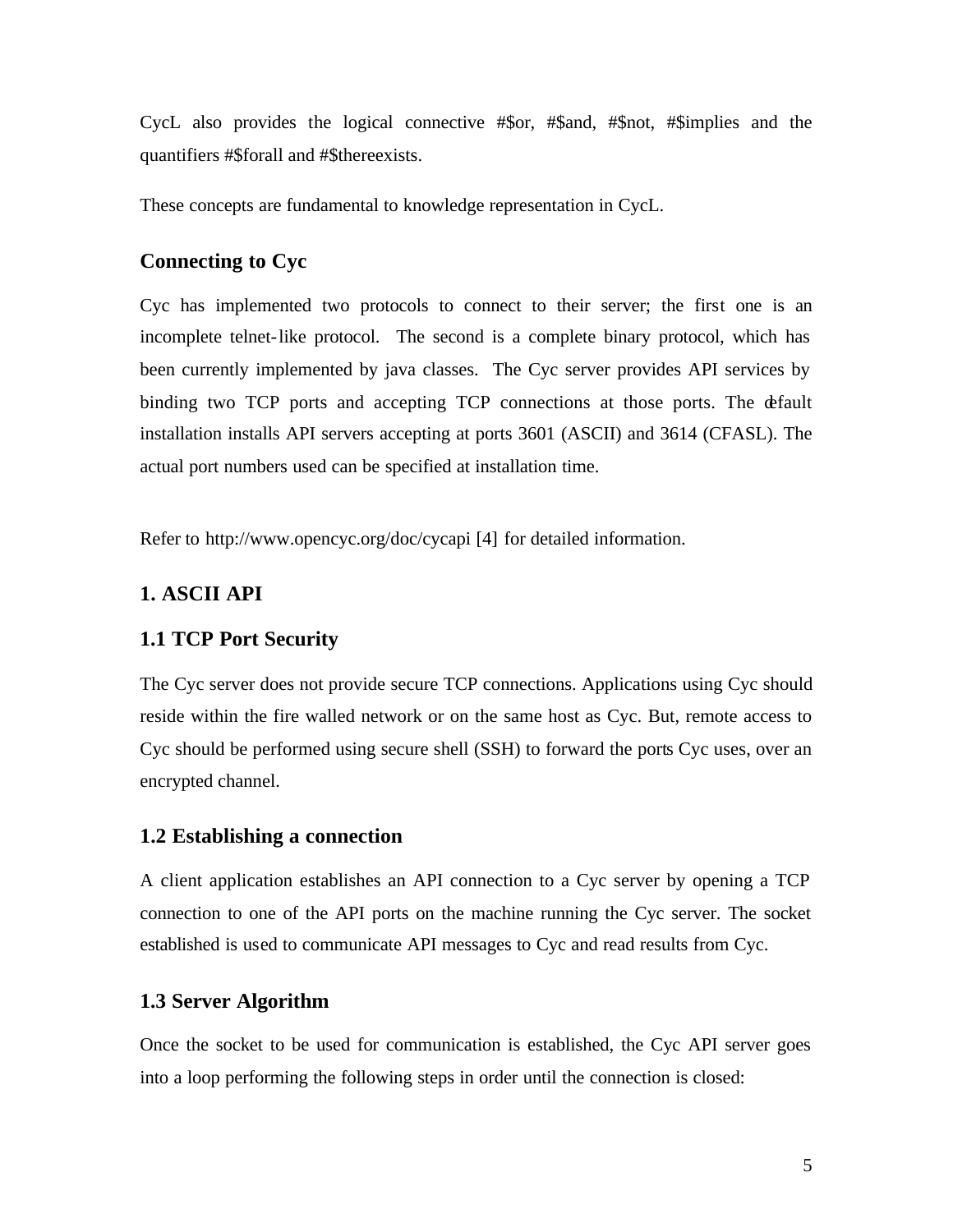CycL also provides the logical connective #$or, #$and, #$not, #$implies and the quantifiers #$forall and #$thereexists.

These concepts are fundamental to knowledge representation in CycL.

### Connecting to Cyc

Cyc has implemented two protocols to connect to their server; the first one is an incomplete telnet-like protocol. The second is a complete binary protocol, which has been currently implemented by java classes. The Cyc server provides API services by binding two TCP ports and accepting TCP connections at those ports. The default installation installs API servers accepting at ports 3601 (ASCII) and 3614 (CFASL). The actual port numbers used can be specified at installation time.

Refer to http://www.opencyc.org/doc/cycapi [4] for detailed information.

### 1. ASCII API

### 1.1 TCP Port Security

The Cyc server does not provide secure TCP connections. Applications using Cyc should reside within the fire walled network or on the same host as Cyc. But, remote access to Cyc should be performed using secure shell (SSH) to forward the ports Cyc uses, over an encrypted channel.

### 1.2 Establishing a connection

A client application establishes an API connection to a Cyc server by opening a TCP connection to one of the API ports on the machine running the Cyc server. The socket established is used to communicate API messages to Cyc and read results from Cyc.

### 1.3 Server Algorithm

Once the socket to be used for communication is established, the Cyc API server goes into a loop performing the following steps in order until the connection is closed: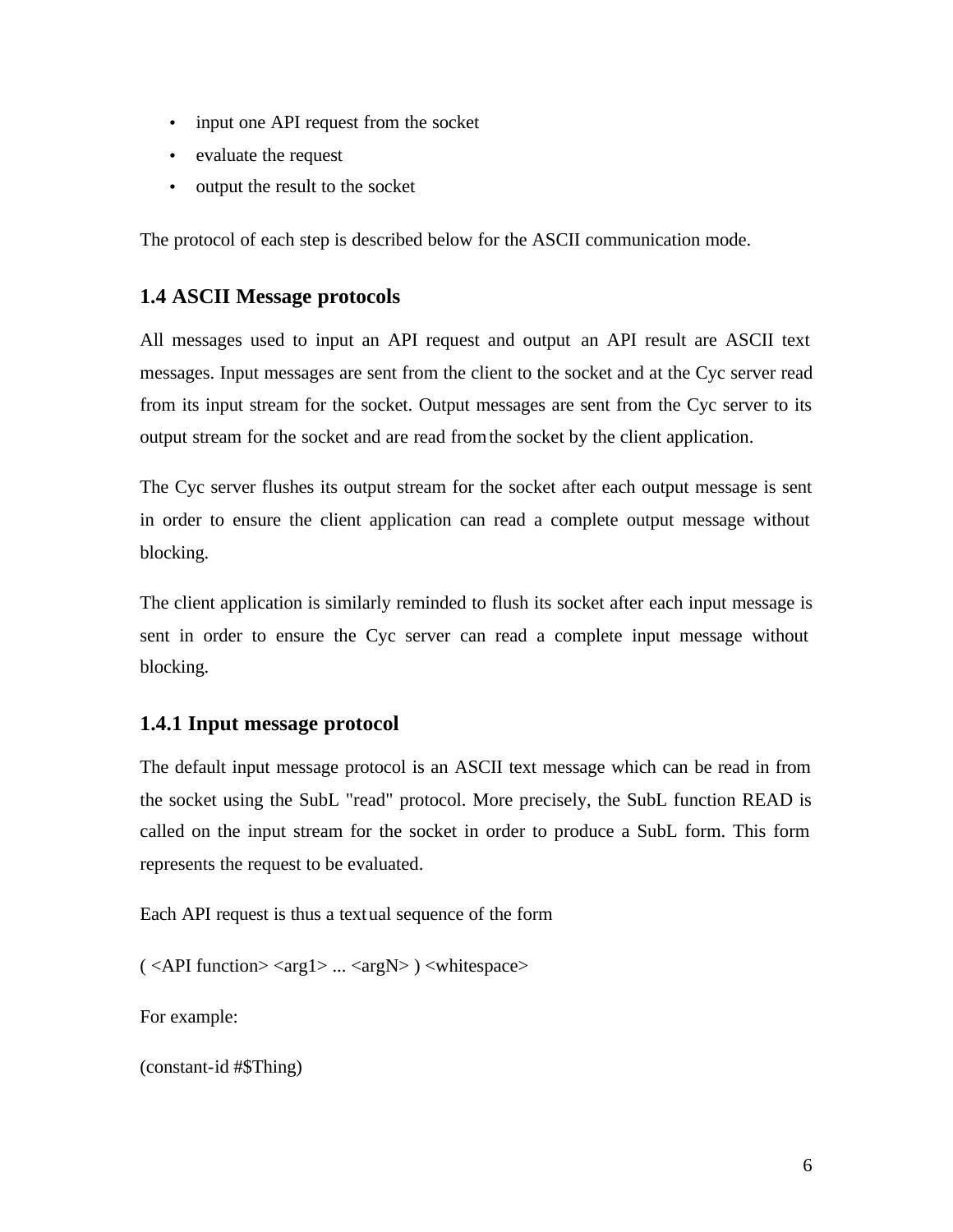- input one API request from the socket
- evaluate the request
- output the result to the socket

The protocol of each step is described below for the ASCII communication mode.

### 1.4 ASCII Message protocols

All messages used to input an API request and output an API result are ASCII text messages. Input messages are sent from the client to the socket and at the Cyc server read from its input stream for the socket. Output messages are sent from the Cyc server to its output stream for the socket and are read from the socket by the client application.

The Cyc server flushes its output stream for the socket after each output message is sent in order to ensure the client application can read a complete output message without blocking.

The client application is similarly reminded to flush its socket after each input message is sent in order to ensure the Cyc server can read a complete input message without blocking.

#### 1.4.1 Input message protocol

The default input message protocol is an ASCII text message which can be read in from the socket using the SubL "read" protocol. More precisely, the SubL function READ is called on the input stream for the socket in order to produce a SubL form. This form represents the request to be evaluated.

Each API request is thus a textual sequence of the form

( <API function> <arg1> ... <argN> ) <whitespace>

For example:

(constant-id #$Thing)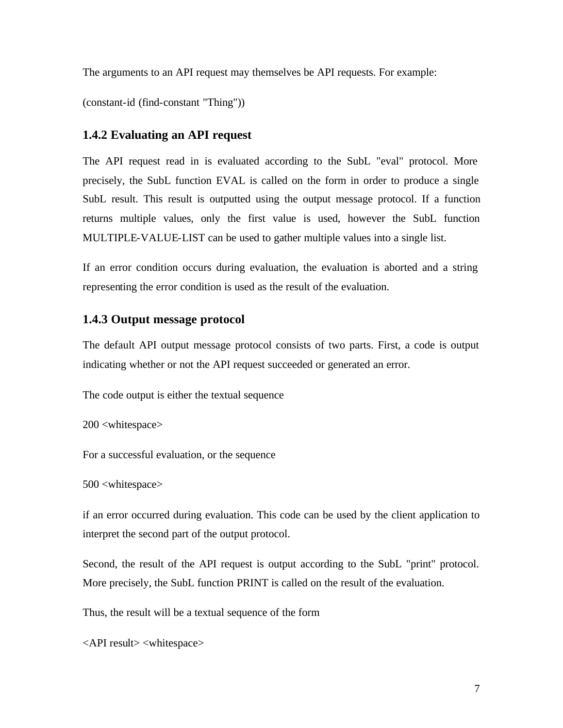The arguments to an API request may themselves be API requests. For example:

(constant-id (find-constant "Thing"))

### 1.4.2 Evaluating an API request

The API request read in is evaluated according to the SubL "eval" protocol. More precisely, the SubL function EVAL is called on the form in order to produce a single SubL result. This result is outputted using the output message protocol. If a function returns multiple values, only the first value is used, however the SubL function MULTIPLE-VALUE-LIST can be used to gather multiple values into a single list.

If an error condition occurs during evaluation, the evaluation is aborted and a string representing the error condition is used as the result of the evaluation.

### 1.4.3 Output message protocol

The default API output message protocol consists of two parts. First, a code is output indicating whether or not the API request succeeded or generated an error.

The code output is either the textual sequence

200 <whitespace>

For a successful evaluation, or the sequence

500 <whitespace>

if an error occurred during evaluation. This code can be used by the client application to interpret the second part of the output protocol.

Second, the result of the API request is output according to the SubL "print" protocol. More precisely, the SubL function PRINT is called on the result of the evaluation.

Thus, the result will be a textual sequence of the form

<API result> <whitespace>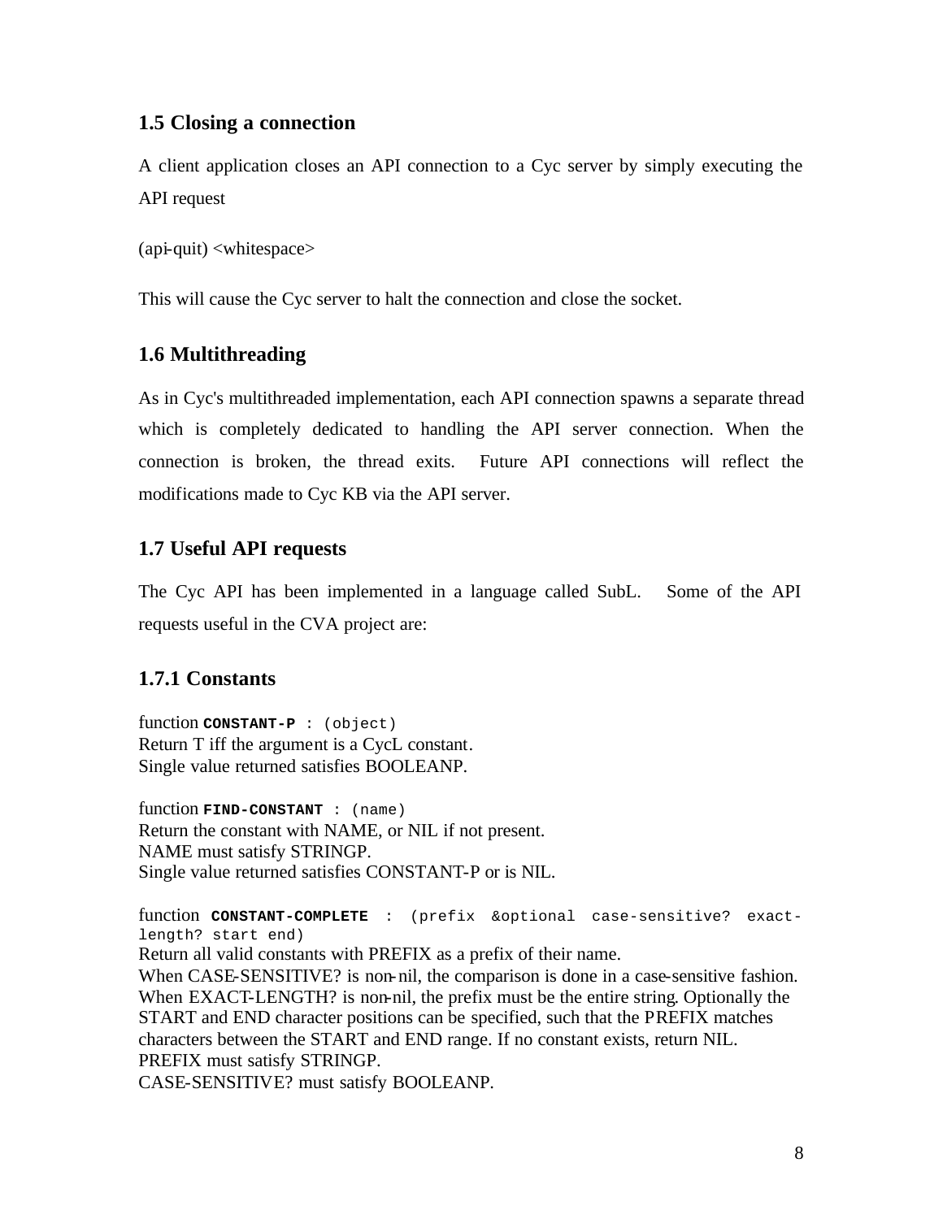## 1.5 Closing a connection

A client application closes an API connection to a Cyc server by simply executing the API request

(api-quit) <whitespace>

This will cause the Cyc server to halt the connection and close the socket.

## 1.6 Multithreading

As in Cyc's multithreaded implementation, each API connection spawns a separate thread which is completely dedicated to handling the API server connection. When the connection is broken, the thread exits. Future API connections will reflect the modifications made to Cyc KB via the API server.

## 1.7 Useful API requests

The Cyc API has been implemented in a language called SubL. Some of the API requests useful in the CVA project are:

### 1.7.1 Constants

function `CONSTANT-P : (object)`
Return T iff the argument is a CycL constant.
Single value returned satisfies BOOLEANP.

function `FIND-CONSTANT : (name)`
Return the constant with NAME, or NIL if not present.
NAME must satisfy STRINGP.
Single value returned satisfies CONSTANT-P or is NIL.

function `CONSTANT-COMPLETE : (prefix &optional case-sensitive? exact-length? start end)`
Return all valid constants with PREFIX as a prefix of their name.
When CASE-SENSITIVE? is non-nil, the comparison is done in a case-sensitive fashion.
When EXACT-LENGTH? is non-nil, the prefix must be the entire string. Optionally the START and END character positions can be specified, such that the PREFIX matches characters between the START and END range. If no constant exists, return NIL.
PREFIX must satisfy STRINGP.
CASE-SENSITIVE? must satisfy BOOLEANP.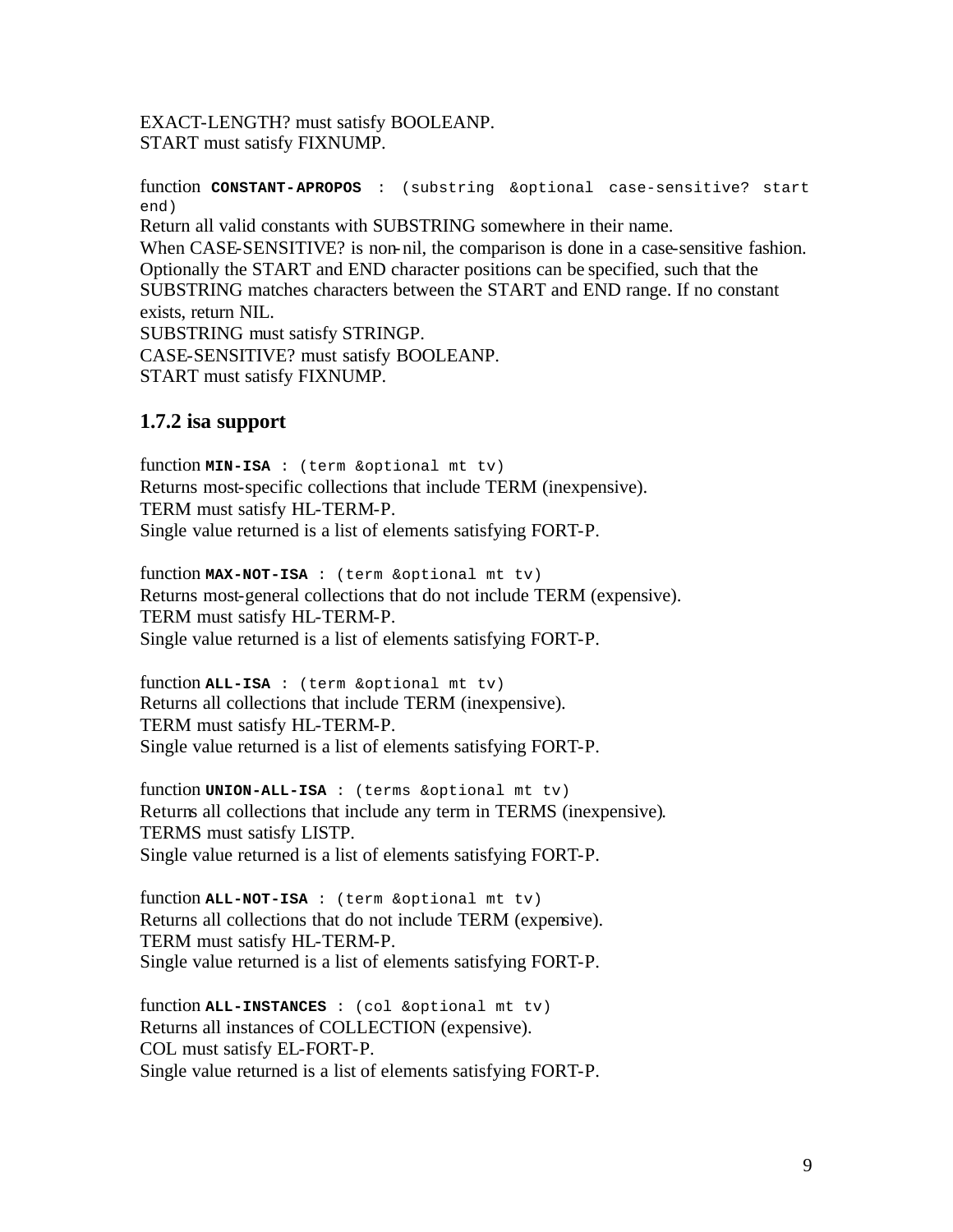EXACT-LENGTH? must satisfy BOOLEANP.
START must satisfy FIXNUMP.

function **CONSTANT-APROPOS** : `(substring &optional case-sensitive? start end)`
Return all valid constants with SUBSTRING somewhere in their name.
When CASE-SENSITIVE? is non-nil, the comparison is done in a case-sensitive fashion.
Optionally the START and END character positions can be specified, such that the SUBSTRING matches characters between the START and END range. If no constant exists, return NIL.
SUBSTRING must satisfy STRINGP.
CASE-SENSITIVE? must satisfy BOOLEANP.
START must satisfy FIXNUMP.

### 1.7.2 isa support

function **MIN-ISA** : `(term &optional mt tv)`
Returns most-specific collections that include TERM (inexpensive).
TERM must satisfy HL-TERM-P.
Single value returned is a list of elements satisfying FORT-P.

function **MAX-NOT-ISA** : `(term &optional mt tv)`
Returns most-general collections that do not include TERM (expensive).
TERM must satisfy HL-TERM-P.
Single value returned is a list of elements satisfying FORT-P.

function **ALL-ISA** : `(term &optional mt tv)`
Returns all collections that include TERM (inexpensive).
TERM must satisfy HL-TERM-P.
Single value returned is a list of elements satisfying FORT-P.

function **UNION-ALL-ISA** : `(terms &optional mt tv)`
Returns all collections that include any term in TERMS (inexpensive).
TERMS must satisfy LISTP.
Single value returned is a list of elements satisfying FORT-P.

function **ALL-NOT-ISA** : `(term &optional mt tv)`
Returns all collections that do not include TERM (expensive).
TERM must satisfy HL-TERM-P.
Single value returned is a list of elements satisfying FORT-P.

function **ALL-INSTANCES** : `(col &optional mt tv)`
Returns all instances of COLLECTION (expensive).
COL must satisfy EL-FORT-P.
Single value returned is a list of elements satisfying FORT-P.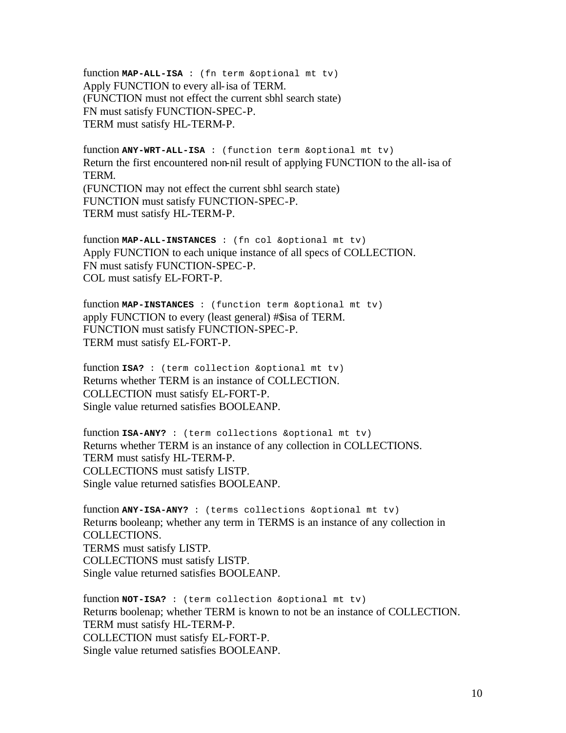function **MAP-ALL-ISA** : `(fn term &optional mt tv)`
Apply FUNCTION to every all-isa of TERM.
(FUNCTION must not effect the current sbhl search state)
FN must satisfy FUNCTION-SPEC-P.
TERM must satisfy HL-TERM-P.

function **ANY-WRT-ALL-ISA** : `(function term &optional mt tv)`
Return the first encountered non-nil result of applying FUNCTION to the all-isa of TERM.
(FUNCTION may not effect the current sbhl search state)
FUNCTION must satisfy FUNCTION-SPEC-P.
TERM must satisfy HL-TERM-P.

function **MAP-ALL-INSTANCES** : `(fn col &optional mt tv)`
Apply FUNCTION to each unique instance of all specs of COLLECTION.
FN must satisfy FUNCTION-SPEC-P.
COL must satisfy EL-FORT-P.

function **MAP-INSTANCES** : `(function term &optional mt tv)`
apply FUNCTION to every (least general) #$isa of TERM.
FUNCTION must satisfy FUNCTION-SPEC-P.
TERM must satisfy EL-FORT-P.

function **ISA?** : `(term collection &optional mt tv)`
Returns whether TERM is an instance of COLLECTION.
COLLECTION must satisfy EL-FORT-P.
Single value returned satisfies BOOLEANP.

function **ISA-ANY?** : `(term collections &optional mt tv)`
Returns whether TERM is an instance of any collection in COLLECTIONS.
TERM must satisfy HL-TERM-P.
COLLECTIONS must satisfy LISTP.
Single value returned satisfies BOOLEANP.

function **ANY-ISA-ANY?** : `(terms collections &optional mt tv)`
Returns booleanp; whether any term in TERMS is an instance of any collection in COLLECTIONS.
TERMS must satisfy LISTP.
COLLECTIONS must satisfy LISTP.
Single value returned satisfies BOOLEANP.

function **NOT-ISA?** : `(term collection &optional mt tv)`
Returns boolenap; whether TERM is known to not be an instance of COLLECTION.
TERM must satisfy HL-TERM-P.
COLLECTION must satisfy EL-FORT-P.
Single value returned satisfies BOOLEANP.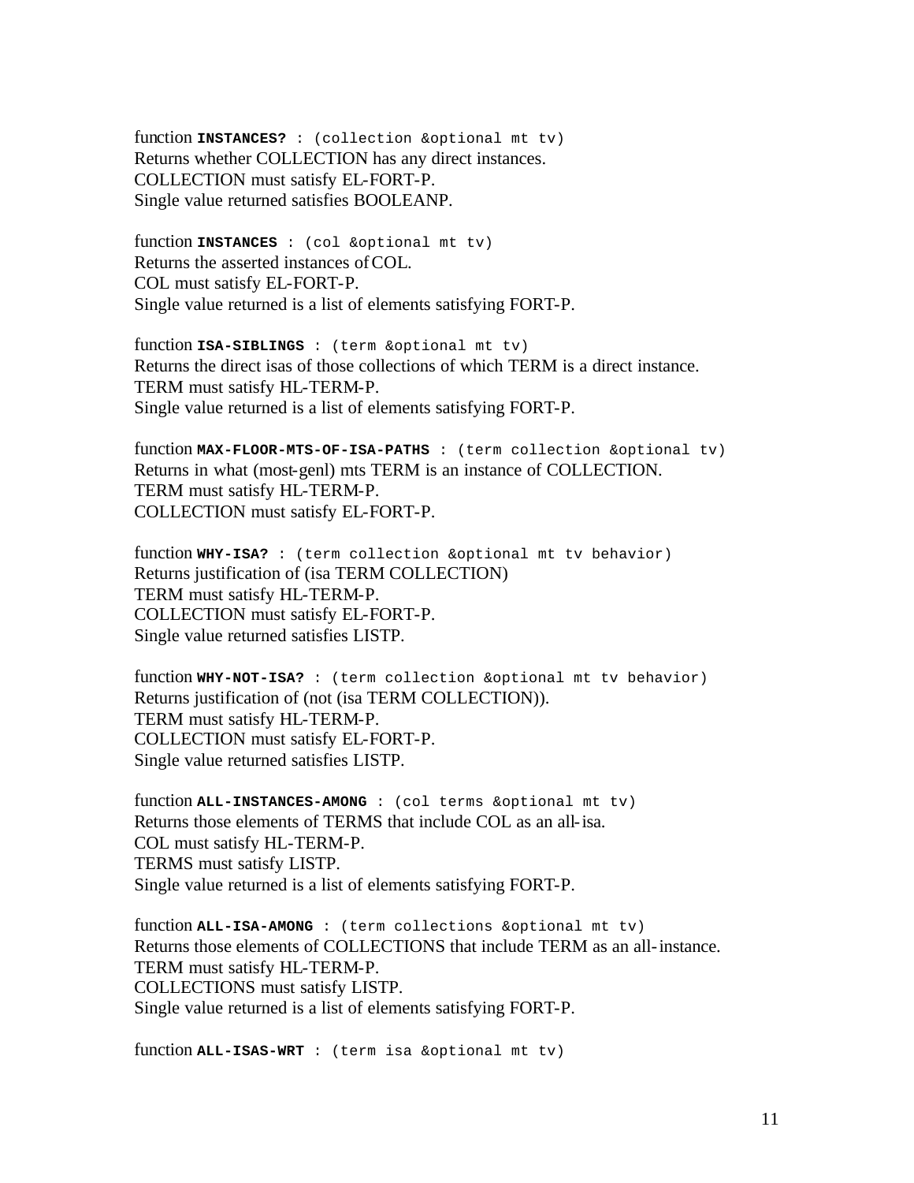function **INSTANCES?** : (collection &optional mt tv)
Returns whether COLLECTION has any direct instances.
COLLECTION must satisfy EL-FORT-P.
Single value returned satisfies BOOLEANP.

function **INSTANCES** : (col &optional mt tv)
Returns the asserted instances of COL.
COL must satisfy EL-FORT-P.
Single value returned is a list of elements satisfying FORT-P.

function **ISA-SIBLINGS** : (term &optional mt tv)
Returns the direct isas of those collections of which TERM is a direct instance.
TERM must satisfy HL-TERM-P.
Single value returned is a list of elements satisfying FORT-P.

function **MAX-FLOOR-MTS-OF-ISA-PATHS** : (term collection &optional tv)
Returns in what (most-genl) mts TERM is an instance of COLLECTION.
TERM must satisfy HL-TERM-P.
COLLECTION must satisfy EL-FORT-P.

function **WHY-ISA?** : (term collection &optional mt tv behavior)
Returns justification of (isa TERM COLLECTION)
TERM must satisfy HL-TERM-P.
COLLECTION must satisfy EL-FORT-P.
Single value returned satisfies LISTP.

function **WHY-NOT-ISA?** : (term collection &optional mt tv behavior)
Returns justification of (not (isa TERM COLLECTION)).
TERM must satisfy HL-TERM-P.
COLLECTION must satisfy EL-FORT-P.
Single value returned satisfies LISTP.

function **ALL-INSTANCES-AMONG** : (col terms &optional mt tv)
Returns those elements of TERMS that include COL as an all-isa.
COL must satisfy HL-TERM-P.
TERMS must satisfy LISTP.
Single value returned is a list of elements satisfying FORT-P.

function **ALL-ISA-AMONG** : (term collections &optional mt tv)
Returns those elements of COLLECTIONS that include TERM as an all-instance.
TERM must satisfy HL-TERM-P.
COLLECTIONS must satisfy LISTP.
Single value returned is a list of elements satisfying FORT-P.

function **ALL-ISAS-WRT** : (term isa &optional mt tv)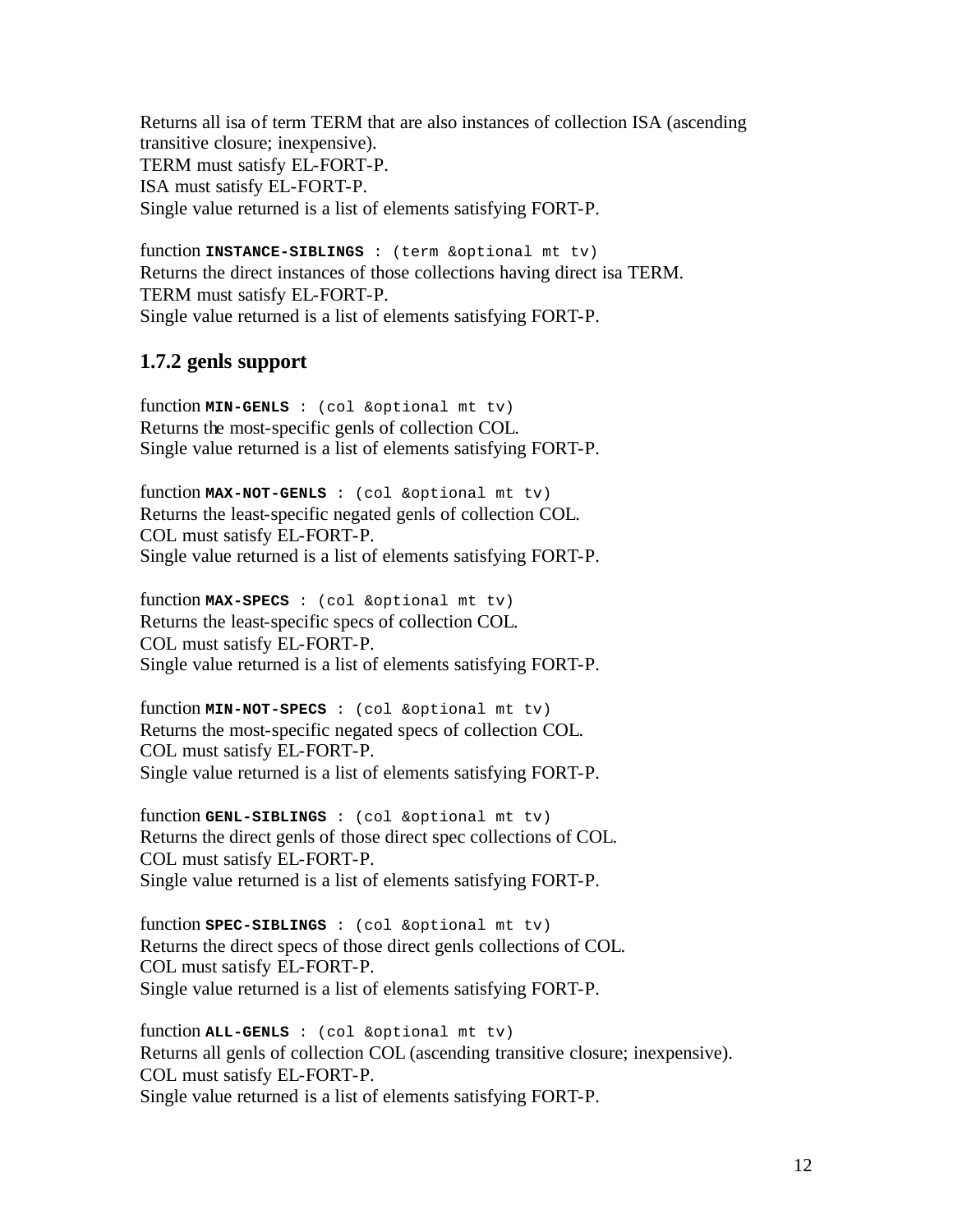Returns all isa of term TERM that are also instances of collection ISA (ascending transitive closure; inexpensive).
TERM must satisfy EL-FORT-P.
ISA must satisfy EL-FORT-P.
Single value returned is a list of elements satisfying FORT-P.

function **`INSTANCE-SIBLINGS`** `: (term &optional mt tv)`
Returns the direct instances of those collections having direct isa TERM.
TERM must satisfy EL-FORT-P.
Single value returned is a list of elements satisfying FORT-P.

### 1.7.2 genls support

function **`MIN-GENLS`** `: (col &optional mt tv)`
Returns the most-specific genls of collection COL.
Single value returned is a list of elements satisfying FORT-P.

function **`MAX-NOT-GENLS`** `: (col &optional mt tv)`
Returns the least-specific negated genls of collection COL.
COL must satisfy EL-FORT-P.
Single value returned is a list of elements satisfying FORT-P.

function **`MAX-SPECS`** `: (col &optional mt tv)`
Returns the least-specific specs of collection COL.
COL must satisfy EL-FORT-P.
Single value returned is a list of elements satisfying FORT-P.

function **`MIN-NOT-SPECS`** `: (col &optional mt tv)`
Returns the most-specific negated specs of collection COL.
COL must satisfy EL-FORT-P.
Single value returned is a list of elements satisfying FORT-P.

function **`GENL-SIBLINGS`** `: (col &optional mt tv)`
Returns the direct genls of those direct spec collections of COL.
COL must satisfy EL-FORT-P.
Single value returned is a list of elements satisfying FORT-P.

function **`SPEC-SIBLINGS`** `: (col &optional mt tv)`
Returns the direct specs of those direct genls collections of COL.
COL must satisfy EL-FORT-P.
Single value returned is a list of elements satisfying FORT-P.

function **`ALL-GENLS`** `: (col &optional mt tv)`
Returns all genls of collection COL (ascending transitive closure; inexpensive).
COL must satisfy EL-FORT-P.
Single value returned is a list of elements satisfying FORT-P.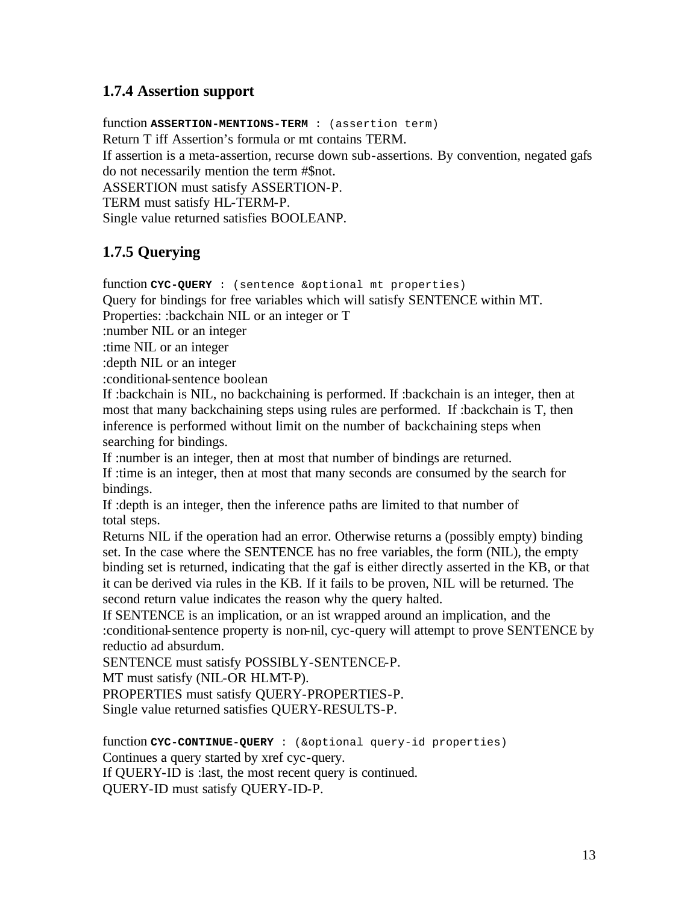### 1.7.4 Assertion support

function **`ASSERTION-MENTIONS-TERM`** `: (assertion term)`
Return T iff Assertion's formula or mt contains TERM.
If assertion is a meta-assertion, recurse down sub-assertions. By convention, negated gafs do not necessarily mention the term #$not.
ASSERTION must satisfy ASSERTION-P.
TERM must satisfy HL-TERM-P.
Single value returned satisfies BOOLEANP.

### 1.7.5 Querying

function **`CYC-QUERY`** `: (sentence &optional mt properties)`
Query for bindings for free variables which will satisfy SENTENCE within MT.
Properties: :backchain NIL or an integer or T
:number NIL or an integer
:time NIL or an integer
:depth NIL or an integer
:conditional-sentence boolean
If :backchain is NIL, no backchaining is performed. If :backchain is an integer, then at most that many backchaining steps using rules are performed. If :backchain is T, then inference is performed without limit on the number of backchaining steps when searching for bindings.
If :number is an integer, then at most that number of bindings are returned.
If :time is an integer, then at most that many seconds are consumed by the search for bindings.
If :depth is an integer, then the inference paths are limited to that number of total steps.
Returns NIL if the operation had an error. Otherwise returns a (possibly empty) binding set. In the case where the SENTENCE has no free variables, the form (NIL), the empty binding set is returned, indicating that the gaf is either directly asserted in the KB, or that it can be derived via rules in the KB. If it fails to be proven, NIL will be returned. The second return value indicates the reason why the query halted.
If SENTENCE is an implication, or an ist wrapped around an implication, and the :conditional-sentence property is non-nil, cyc-query will attempt to prove SENTENCE by reductio ad absurdum.
SENTENCE must satisfy POSSIBLY-SENTENCE-P.
MT must satisfy (NIL-OR HLMT-P).
PROPERTIES must satisfy QUERY-PROPERTIES-P.
Single value returned satisfies QUERY-RESULTS-P.

function **`CYC-CONTINUE-QUERY`** `: (&optional query-id properties)`
Continues a query started by xref cyc-query.
If QUERY-ID is :last, the most recent query is continued.
QUERY-ID must satisfy QUERY-ID-P.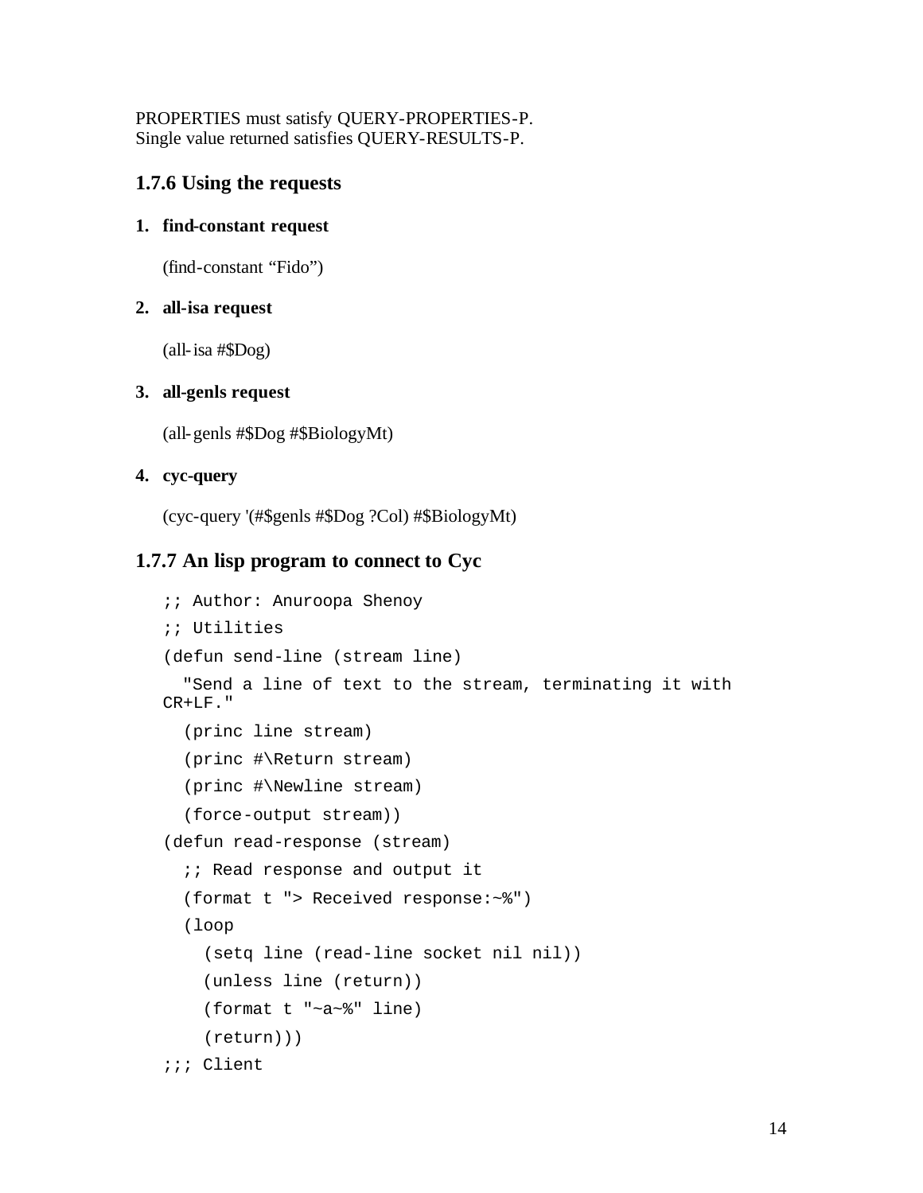PROPERTIES must satisfy QUERY-PROPERTIES-P.
Single value returned satisfies QUERY-RESULTS-P.

### 1.7.6 Using the requests

1. **find-constant request**

   (find-constant “Fido”)

2. **all-isa request**

   (all-isa #$Dog)

3. **all-genls request**

   (all-genls #$Dog #$BiologyMt)

4. **cyc-query**

   (cyc-query '(#$genls #$Dog ?Col) #$BiologyMt)

### 1.7.7 An lisp program to connect to Cyc

```
;; Author: Anuroopa Shenoy
;; Utilities
(defun send-line (stream line)
  "Send a line of text to the stream, terminating it with
CR+LF."
  (princ line stream)
  (princ #\Return stream)
  (princ #\Newline stream)
  (force-output stream))
(defun read-response (stream)
  ;; Read response and output it
  (format t "> Received response:~%")
  (loop
    (setq line (read-line socket nil nil))
    (unless line (return))
    (format t "~a~%" line)
    (return)))
;;; Client
```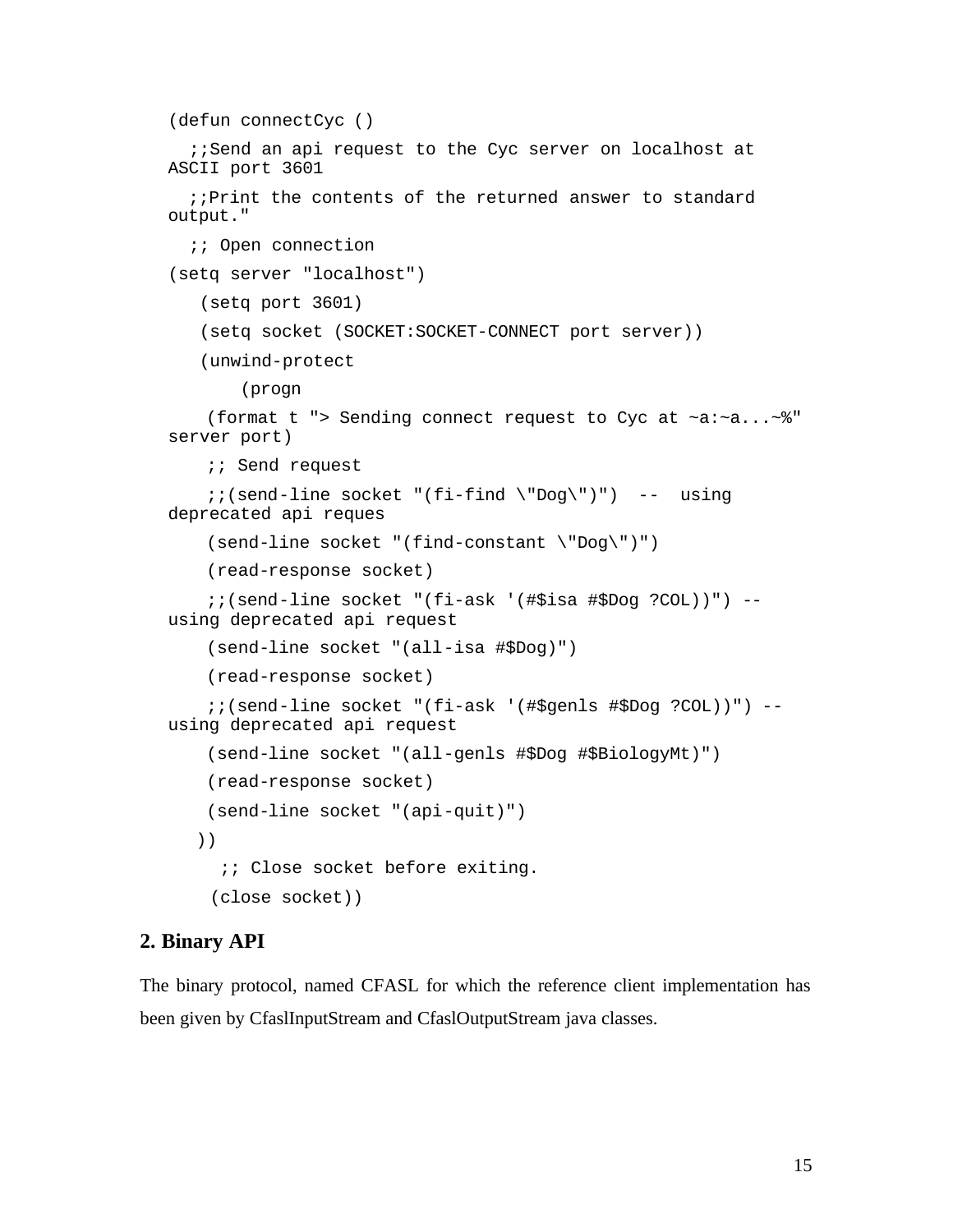```
(defun connectCyc ()
  ;;Send an api request to the Cyc server on localhost at
ASCII port 3601
  ;;Print the contents of the returned answer to standard
output."
  ;; Open connection
(setq server "localhost")
   (setq port 3601)
   (setq socket (SOCKET:SOCKET-CONNECT port server))
   (unwind-protect
       (progn
    (format t "> Sending connect request to Cyc at ~a:~a...~%"
server port)
    ;; Send request
    ;;(send-line socket "(fi-find \"Dog\")")  --  using
deprecated api reques
    (send-line socket "(find-constant \"Dog\")")
    (read-response socket)
    ;;(send-line socket "(fi-ask '(#$isa #$Dog ?COL))") --
using deprecated api request
    (send-line socket "(all-isa #$Dog)")
    (read-response socket)
    ;;(send-line socket "(fi-ask '(#$genls #$Dog ?COL))") --
using deprecated api request
    (send-line socket "(all-genls #$Dog #$BiologyMt)")
    (read-response socket)
    (send-line socket "(api-quit)")
   ))
     ;; Close socket before exiting.
    (close socket))
```

## 2. Binary API

The binary protocol, named CFASL for which the reference client implementation has been given by CfaslInputStream and CfaslOutputStream java classes.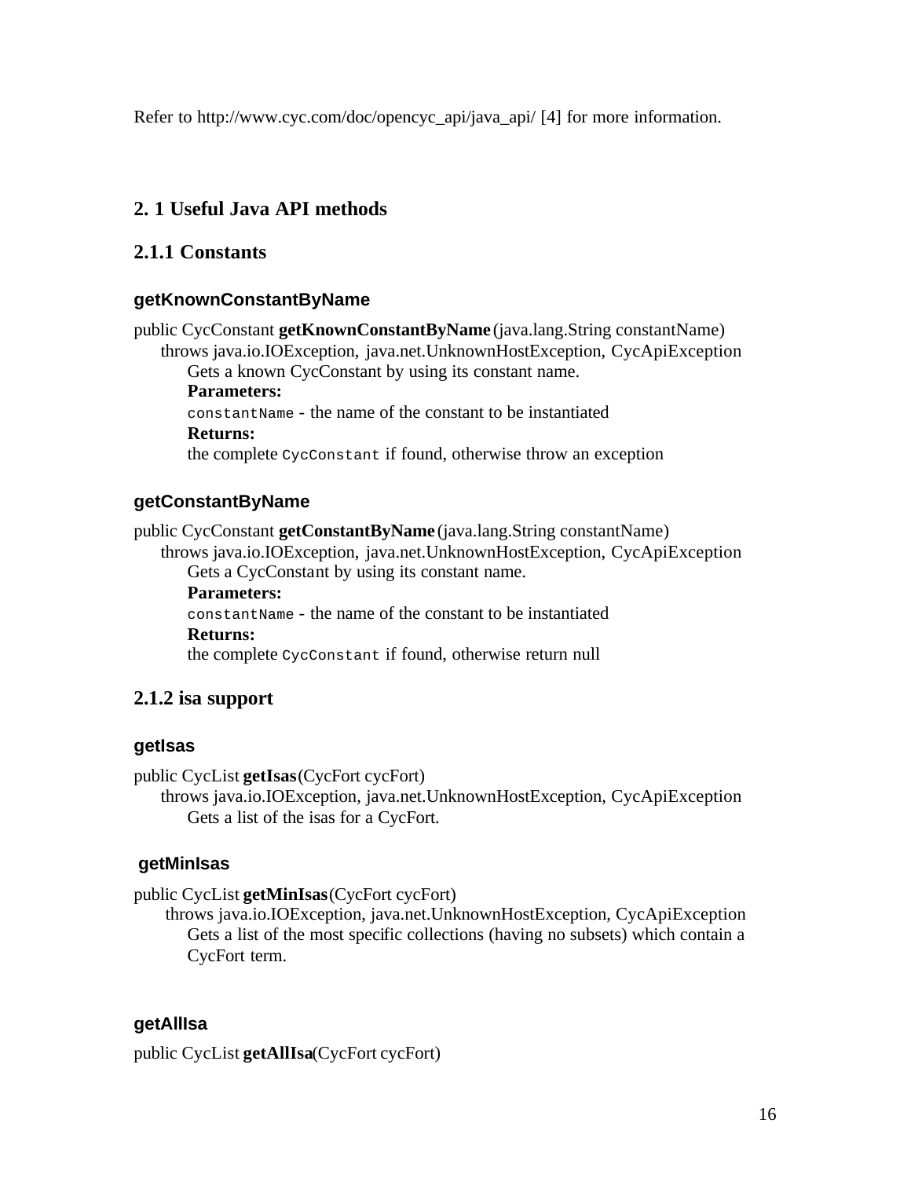Refer to http://www.cyc.com/doc/opencyc_api/java_api/ [4] for more information.

## 2. 1 Useful Java API methods

### 2.1.1 Constants

#### getKnownConstantByName

public CycConstant **getKnownConstantByName** (java.lang.String constantName)
throws java.io.IOException, java.net.UnknownHostException, CycApiException

Gets a known CycConstant by using its constant name.

**Parameters:**

`constantName` - the name of the constant to be instantiated

**Returns:**

the complete `CycConstant` if found, otherwise throw an exception

#### getConstantByName

public CycConstant **getConstantByName** (java.lang.String constantName)
throws java.io.IOException, java.net.UnknownHostException, CycApiException

Gets a CycConstant by using its constant name.

**Parameters:**

`constantName` - the name of the constant to be instantiated

**Returns:**

the complete `CycConstant` if found, otherwise return null

### 2.1.2 isa support

#### getIsas

public CycList **getIsas** (CycFort cycFort)
throws java.io.IOException, java.net.UnknownHostException, CycApiException

Gets a list of the isas for a CycFort.

#### getMinIsas

public CycList **getMinIsas** (CycFort cycFort)
throws java.io.IOException, java.net.UnknownHostException, CycApiException

Gets a list of the most specific collections (having no subsets) which contain a CycFort term.

#### getAllIsa

public CycList **getAllIsa**(CycFort cycFort)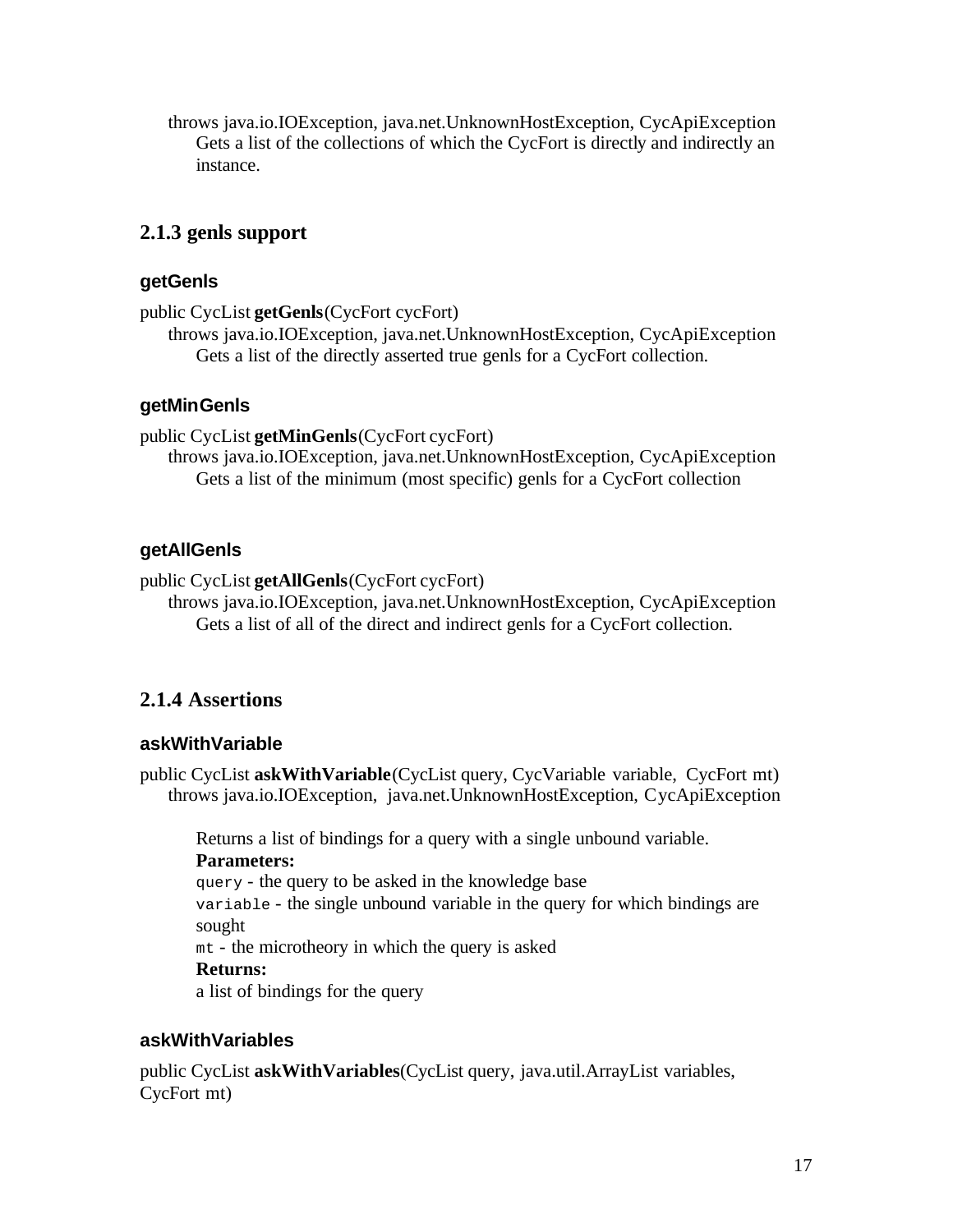throws java.io.IOException, java.net.UnknownHostException, CycApiException
Gets a list of the collections of which the CycFort is directly and indirectly an instance.

### 2.1.3 genls support

#### getGenls

public CycList **getGenls**(CycFort cycFort)
throws java.io.IOException, java.net.UnknownHostException, CycApiException
Gets a list of the directly asserted true genls for a CycFort collection.

#### getMinGenls

public CycList **getMinGenls**(CycFort cycFort)
throws java.io.IOException, java.net.UnknownHostException, CycApiException
Gets a list of the minimum (most specific) genls for a CycFort collection

#### getAllGenls

public CycList **getAllGenls**(CycFort cycFort)
throws java.io.IOException, java.net.UnknownHostException, CycApiException
Gets a list of all of the direct and indirect genls for a CycFort collection.

### 2.1.4 Assertions

#### askWithVariable

public CycList **askWithVariable**(CycList query, CycVariable variable, CycFort mt)
throws java.io.IOException, java.net.UnknownHostException, CycApiException

Returns a list of bindings for a query with a single unbound variable.
**Parameters:**
`query` - the query to be asked in the knowledge base
`variable` - the single unbound variable in the query for which bindings are sought
`mt` - the microtheory in which the query is asked
**Returns:**
a list of bindings for the query

#### askWithVariables

public CycList **askWithVariables**(CycList query, java.util.ArrayList variables, CycFort mt)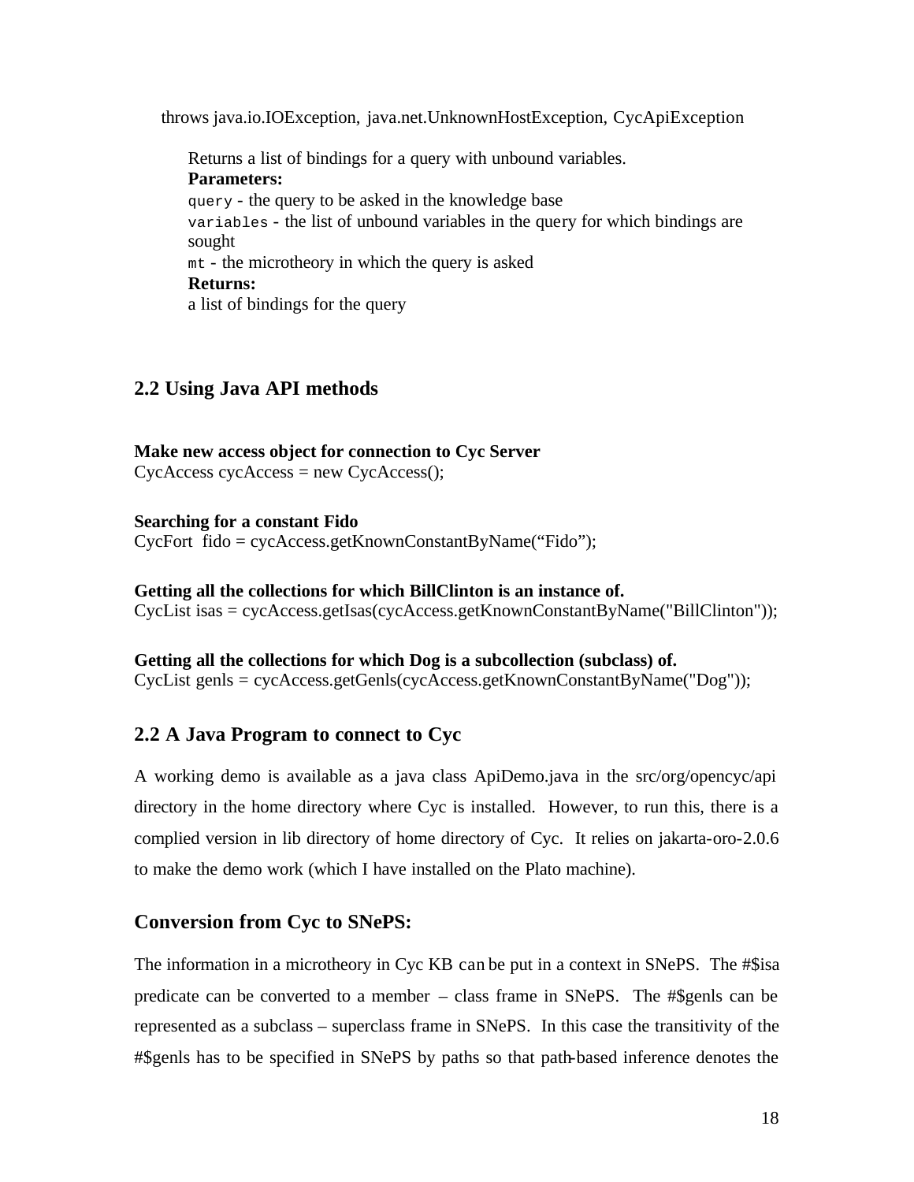throws java.io.IOException, java.net.UnknownHostException, CycApiException

Returns a list of bindings for a query with unbound variables.
**Parameters:**
`query` - the query to be asked in the knowledge base
`variables` - the list of unbound variables in the query for which bindings are sought
`mt` - the microtheory in which the query is asked
**Returns:**
a list of bindings for the query

## 2.2 Using Java API methods

**Make new access object for connection to Cyc Server**
CycAccess cycAccess = new CycAccess();

**Searching for a constant Fido**
CycFort fido = cycAccess.getKnownConstantByName("Fido");

**Getting all the collections for which BillClinton is an instance of.**
CycList isas = cycAccess.getIsas(cycAccess.getKnownConstantByName("BillClinton"));

**Getting all the collections for which Dog is a subcollection (subclass) of.**
CycList genls = cycAccess.getGenls(cycAccess.getKnownConstantByName("Dog"));

## 2.2 A Java Program to connect to Cyc

A working demo is available as a java class ApiDemo.java in the src/org/opencyc/api directory in the home directory where Cyc is installed. However, to run this, there is a complied version in lib directory of home directory of Cyc. It relies on jakarta-oro-2.0.6 to make the demo work (which I have installed on the Plato machine).

## Conversion from Cyc to SNePS:

The information in a microtheory in Cyc KB can be put in a context in SNePS. The #$isa predicate can be converted to a member – class frame in SNePS. The #$genls can be represented as a subclass – superclass frame in SNePS. In this case the transitivity of the #$genls has to be specified in SNePS by paths so that path-based inference denotes the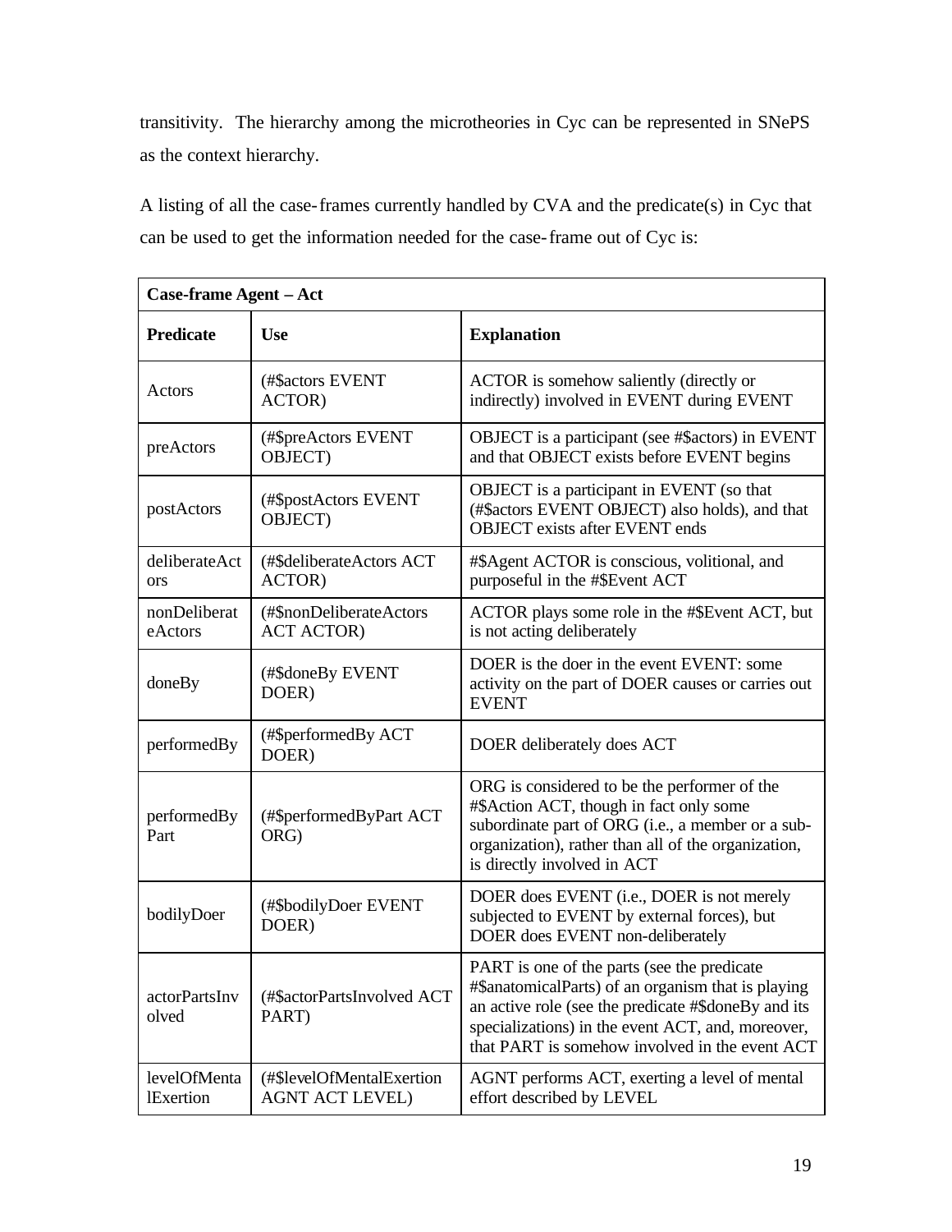transitivity. The hierarchy among the microtheories in Cyc can be represented in SNePS as the context hierarchy.

A listing of all the case-frames currently handled by CVA and the predicate(s) in Cyc that can be used to get the information needed for the case-frame out of Cyc is:

| **Case-frame Agent – Act** | | |
|---|---|---|
| **Predicate** | **Use** | **Explanation** |
| Actors | (#$actors EVENT ACTOR) | ACTOR is somehow saliently (directly or indirectly) involved in EVENT during EVENT |
| preActors | (#$preActors EVENT OBJECT) | OBJECT is a participant (see #$actors) in EVENT and that OBJECT exists before EVENT begins |
| postActors | (#$postActors EVENT OBJECT) | OBJECT is a participant in EVENT (so that (#$actors EVENT OBJECT) also holds), and that OBJECT exists after EVENT ends |
| deliberateActors | (#$deliberateActors ACT ACTOR) | #$Agent ACTOR is conscious, volitional, and purposeful in the #$Event ACT |
| nonDeliberateActors | (#$nonDeliberateActors ACT ACTOR) | ACTOR plays some role in the #$Event ACT, but is not acting deliberately |
| doneBy | (#$doneBy EVENT DOER) | DOER is the doer in the event EVENT: some activity on the part of DOER causes or carries out EVENT |
| performedBy | (#$performedBy ACT DOER) | DOER deliberately does ACT |
| performedByPart | (#$performedByPart ACT ORG) | ORG is considered to be the performer of the #$Action ACT, though in fact only some subordinate part of ORG (i.e., a member or a sub-organization), rather than all of the organization, is directly involved in ACT |
| bodilyDoer | (#$bodilyDoer EVENT DOER) | DOER does EVENT (i.e., DOER is not merely subjected to EVENT by external forces), but DOER does EVENT non-deliberately |
| actorPartsInvolved | (#$actorPartsInvolved ACT PART) | PART is one of the parts (see the predicate #$anatomicalParts) of an organism that is playing an active role (see the predicate #$doneBy and its specializations) in the event ACT, and, moreover, that PART is somehow involved in the event ACT |
| levelOfMentalExertion | (#$levelOfMentalExertion AGNT ACT LEVEL) | AGNT performs ACT, exerting a level of mental effort described by LEVEL |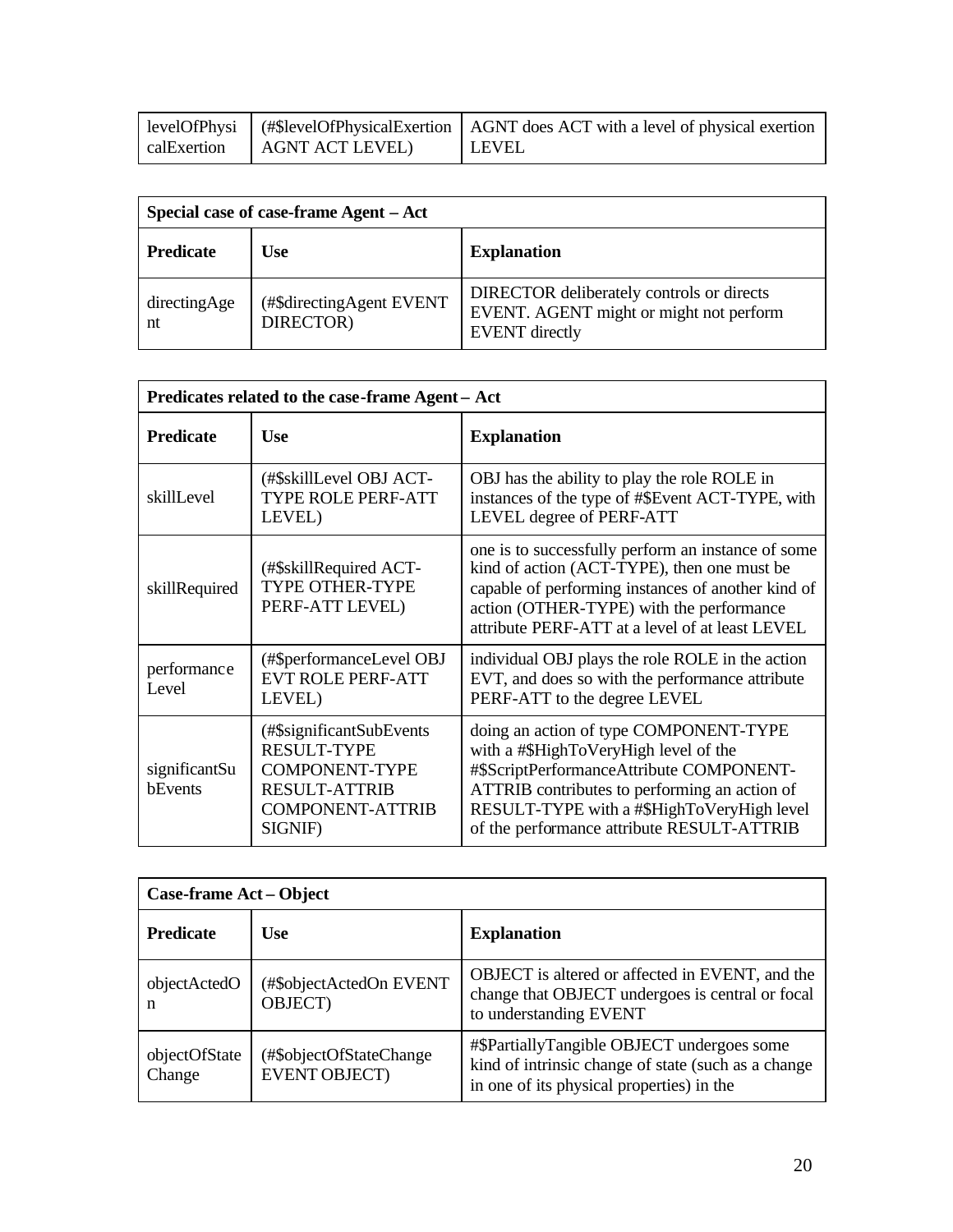| levelOfPhysicalExertion | (#$levelOfPhysicalExertion AGNT ACT LEVEL) | AGNT does ACT with a level of physical exertion LEVEL |
|---|---|---|

| **Special case of case-frame Agent – Act** | | |
|---|---|---|
| **Predicate** | **Use** | **Explanation** |
| directingAgent | (#$directingAgent EVENT DIRECTOR) | DIRECTOR deliberately controls or directs EVENT. AGENT might or might not perform EVENT directly |

| **Predicates related to the case-frame Agent – Act** | | |
|---|---|---|
| **Predicate** | **Use** | **Explanation** |
| skillLevel | (#$skillLevel OBJ ACT-TYPE ROLE PERF-ATT LEVEL) | OBJ has the ability to play the role ROLE in instances of the type of #$Event ACT-TYPE, with LEVEL degree of PERF-ATT |
| skillRequired | (#$skillRequired ACT-TYPE OTHER-TYPE PERF-ATT LEVEL) | one is to successfully perform an instance of some kind of action (ACT-TYPE), then one must be capable of performing instances of another kind of action (OTHER-TYPE) with the performance attribute PERF-ATT at a level of at least LEVEL |
| performanceLevel | (#$performanceLevel OBJ EVT ROLE PERF-ATT LEVEL) | individual OBJ plays the role ROLE in the action EVT, and does so with the performance attribute PERF-ATT to the degree LEVEL |
| significantSubEvents | (#$significantSubEvents RESULT-TYPE COMPONENT-TYPE RESULT-ATTRIB COMPONENT-ATTRIB SIGNIF) | doing an action of type COMPONENT-TYPE with a #$HighToVeryHigh level of the #$ScriptPerformanceAttribute COMPONENT-ATTRIB contributes to performing an action of RESULT-TYPE with a #$HighToVeryHigh level of the performance attribute RESULT-ATTRIB |

| **Case-frame Act – Object** | | |
|---|---|---|
| **Predicate** | **Use** | **Explanation** |
| objectActedOn | (#$objectActedOn EVENT OBJECT) | OBJECT is altered or affected in EVENT, and the change that OBJECT undergoes is central or focal to understanding EVENT |
| objectOfStateChange | (#$objectOfStateChange EVENT OBJECT) | #$PartiallyTangible OBJECT undergoes some kind of intrinsic change of state (such as a change in one of its physical properties) in the |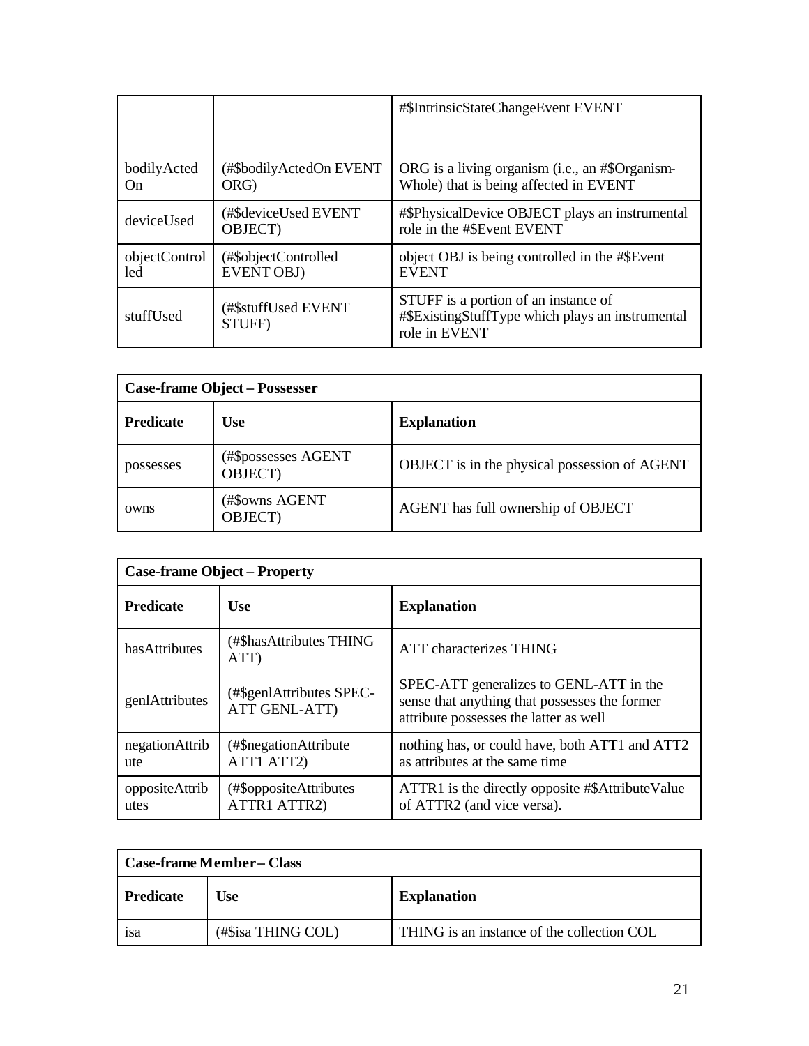| | | |
|---|---|---|
| | | #$IntrinsicStateChangeEvent EVENT |
| bodilyActedOn | (#$bodilyActedOn EVENT ORG) | ORG is a living organism (i.e., an #$Organism-Whole) that is being affected in EVENT |
| deviceUsed | (#$deviceUsed EVENT OBJECT) | #$PhysicalDevice OBJECT plays an instrumental role in the #$Event EVENT |
| objectControlled | (#$objectControlled EVENT OBJ) | object OBJ is being controlled in the #$Event EVENT |
| stuffUsed | (#$stuffUsed EVENT STUFF) | STUFF is a portion of an instance of #$ExistingStuffType which plays an instrumental role in EVENT |

| **Case-frame Object – Possesser** | | |
|---|---|---|
| **Predicate** | **Use** | **Explanation** |
| possesses | (#$possesses AGENT OBJECT) | OBJECT is in the physical possession of AGENT |
| owns | (#$owns AGENT OBJECT) | AGENT has full ownership of OBJECT |

| **Case-frame Object – Property** | | |
|---|---|---|
| **Predicate** | **Use** | **Explanation** |
| hasAttributes | (#$hasAttributes THING ATT) | ATT characterizes THING |
| genlAttributes | (#$genlAttributes SPEC-ATT GENL-ATT) | SPEC-ATT generalizes to GENL-ATT in the sense that anything that possesses the former attribute possesses the latter as well |
| negationAttribute | (#$negationAttribute ATT1 ATT2) | nothing has, or could have, both ATT1 and ATT2 as attributes at the same time |
| oppositeAttributes | (#$oppositeAttributes ATTR1 ATTR2) | ATTR1 is the directly opposite #$AttributeValue of ATTR2 (and vice versa). |

| **Case-frame Member – Class** | | |
|---|---|---|
| **Predicate** | **Use** | **Explanation** |
| isa | (#$isa THING COL) | THING is an instance of the collection COL |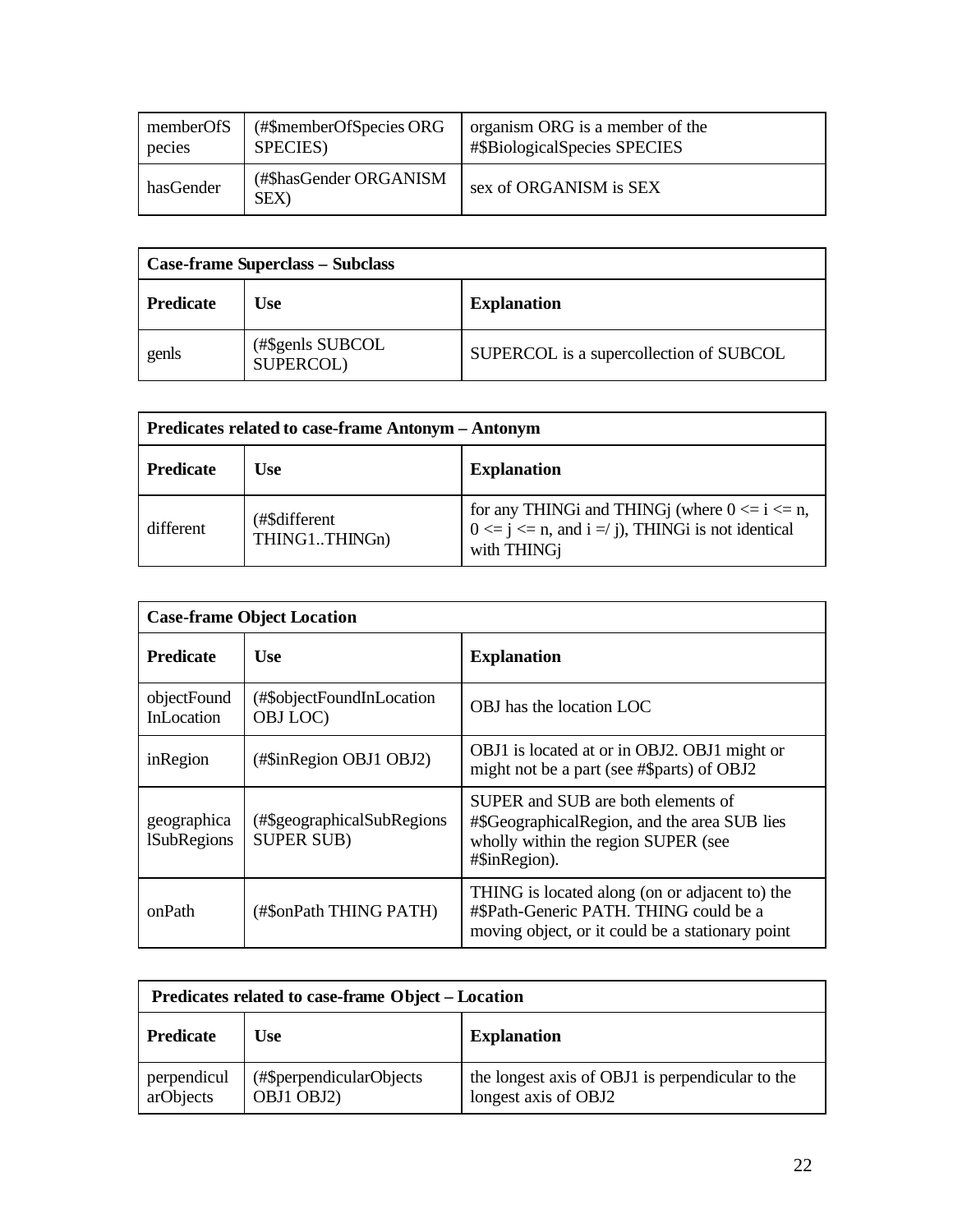| memberOfSpecies | (#$memberOfSpecies ORG SPECIES) | organism ORG is a member of the #$BiologicalSpecies SPECIES |
|---|---|---|
| hasGender | (#$hasGender ORGANISM SEX) | sex of ORGANISM is SEX |

| **Case-frame Superclass – Subclass** | | |
|---|---|---|
| **Predicate** | **Use** | **Explanation** |
| genls | (#$genls SUBCOL SUPERCOL) | SUPERCOL is a supercollection of SUBCOL |

| **Predicates related to case-frame Antonym – Antonym** | | |
|---|---|---|
| **Predicate** | **Use** | **Explanation** |
| different | (#$different THING1..THINGn) | for any THINGi and THINGj (where 0 <= i <= n, 0 <= j <= n, and i =/ j), THINGi is not identical with THINGj |

| **Case-frame Object Location** | | |
|---|---|---|
| **Predicate** | **Use** | **Explanation** |
| objectFoundInLocation | (#$objectFoundInLocation OBJ LOC) | OBJ has the location LOC |
| inRegion | (#$inRegion OBJ1 OBJ2) | OBJ1 is located at or in OBJ2. OBJ1 might or might not be a part (see #$parts) of OBJ2 |
| geographicalSubRegions | (#$geographicalSubRegions SUPER SUB) | SUPER and SUB are both elements of #$GeographicalRegion, and the area SUB lies wholly within the region SUPER (see #$inRegion). |
| onPath | (#$onPath THING PATH) | THING is located along (on or adjacent to) the #$Path-Generic PATH. THING could be a moving object, or it could be a stationary point |

| **Predicates related to case-frame Object – Location** | | |
|---|---|---|
| **Predicate** | **Use** | **Explanation** |
| perpendicularObjects | (#$perpendicularObjects OBJ1 OBJ2) | the longest axis of OBJ1 is perpendicular to the longest axis of OBJ2 |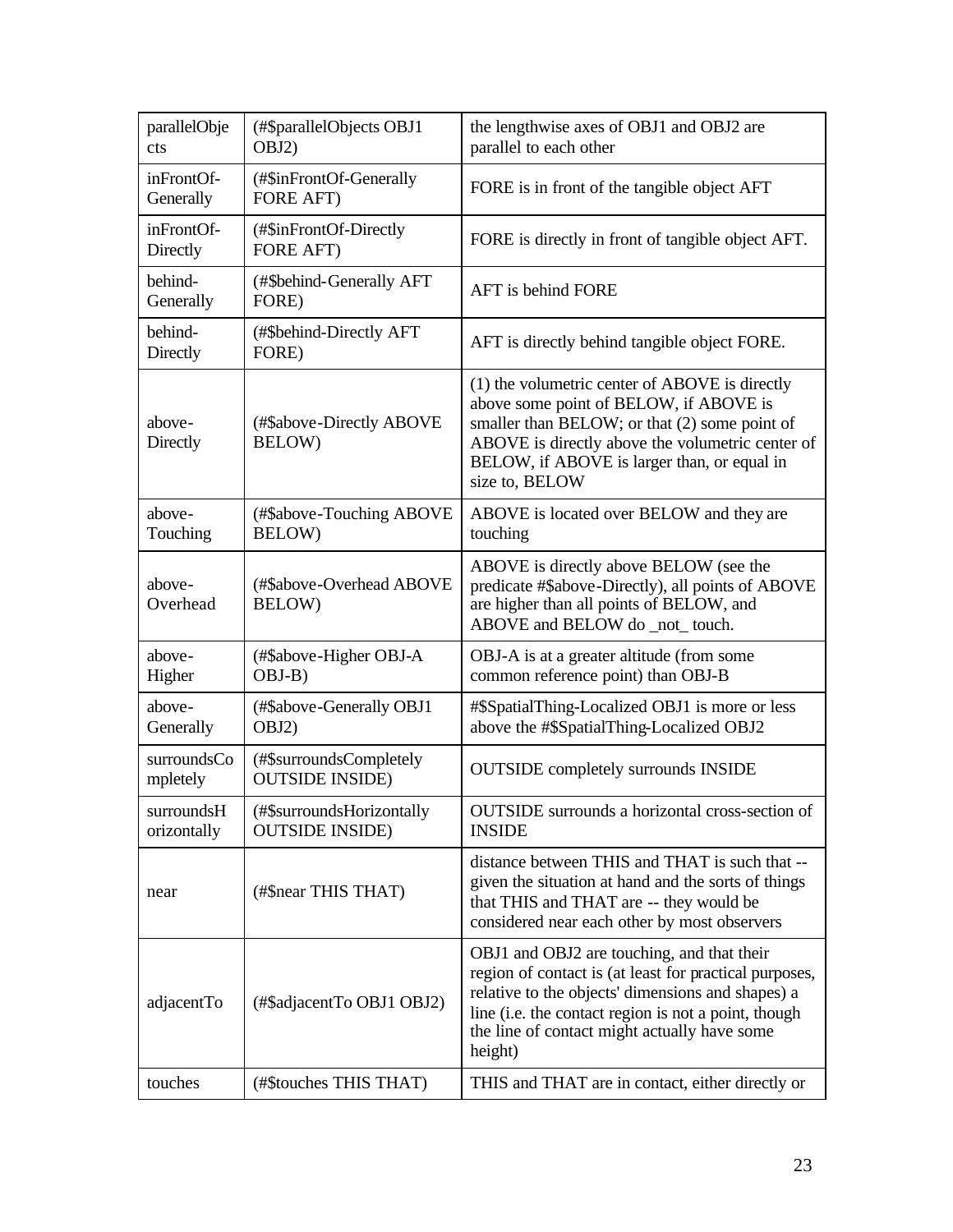| parallelObjects | (#$parallelObjects OBJ1 OBJ2) | the lengthwise axes of OBJ1 and OBJ2 are parallel to each other |
|---|---|---|
| inFrontOf-Generally | (#$inFrontOf-Generally FORE AFT) | FORE is in front of the tangible object AFT |
| inFrontOf-Directly | (#$inFrontOf-Directly FORE AFT) | FORE is directly in front of tangible object AFT. |
| behind-Generally | (#$behind-Generally AFT FORE) | AFT is behind FORE |
| behind-Directly | (#$behind-Directly AFT FORE) | AFT is directly behind tangible object FORE. |
| above-Directly | (#$above-Directly ABOVE BELOW) | (1) the volumetric center of ABOVE is directly above some point of BELOW, if ABOVE is smaller than BELOW; or that (2) some point of ABOVE is directly above the volumetric center of BELOW, if ABOVE is larger than, or equal in size to, BELOW |
| above-Touching | (#$above-Touching ABOVE BELOW) | ABOVE is located over BELOW and they are touching |
| above-Overhead | (#$above-Overhead ABOVE BELOW) | ABOVE is directly above BELOW (see the predicate #$above-Directly), all points of ABOVE are higher than all points of BELOW, and ABOVE and BELOW do _not_ touch. |
| above-Higher | (#$above-Higher OBJ-A OBJ-B) | OBJ-A is at a greater altitude (from some common reference point) than OBJ-B |
| above-Generally | (#$above-Generally OBJ1 OBJ2) | #$SpatialThing-Localized OBJ1 is more or less above the #$SpatialThing-Localized OBJ2 |
| surroundsCompletely | (#$surroundsCompletely OUTSIDE INSIDE) | OUTSIDE completely surrounds INSIDE |
| surroundsHorizontally | (#$surroundsHorizontally OUTSIDE INSIDE) | OUTSIDE surrounds a horizontal cross-section of INSIDE |
| near | (#$near THIS THAT) | distance between THIS and THAT is such that -- given the situation at hand and the sorts of things that THIS and THAT are -- they would be considered near each other by most observers |
| adjacentTo | (#$adjacentTo OBJ1 OBJ2) | OBJ1 and OBJ2 are touching, and that their region of contact is (at least for practical purposes, relative to the objects' dimensions and shapes) a line (i.e. the contact region is not a point, though the line of contact might actually have some height) |
| touches | (#$touches THIS THAT) | THIS and THAT are in contact, either directly or |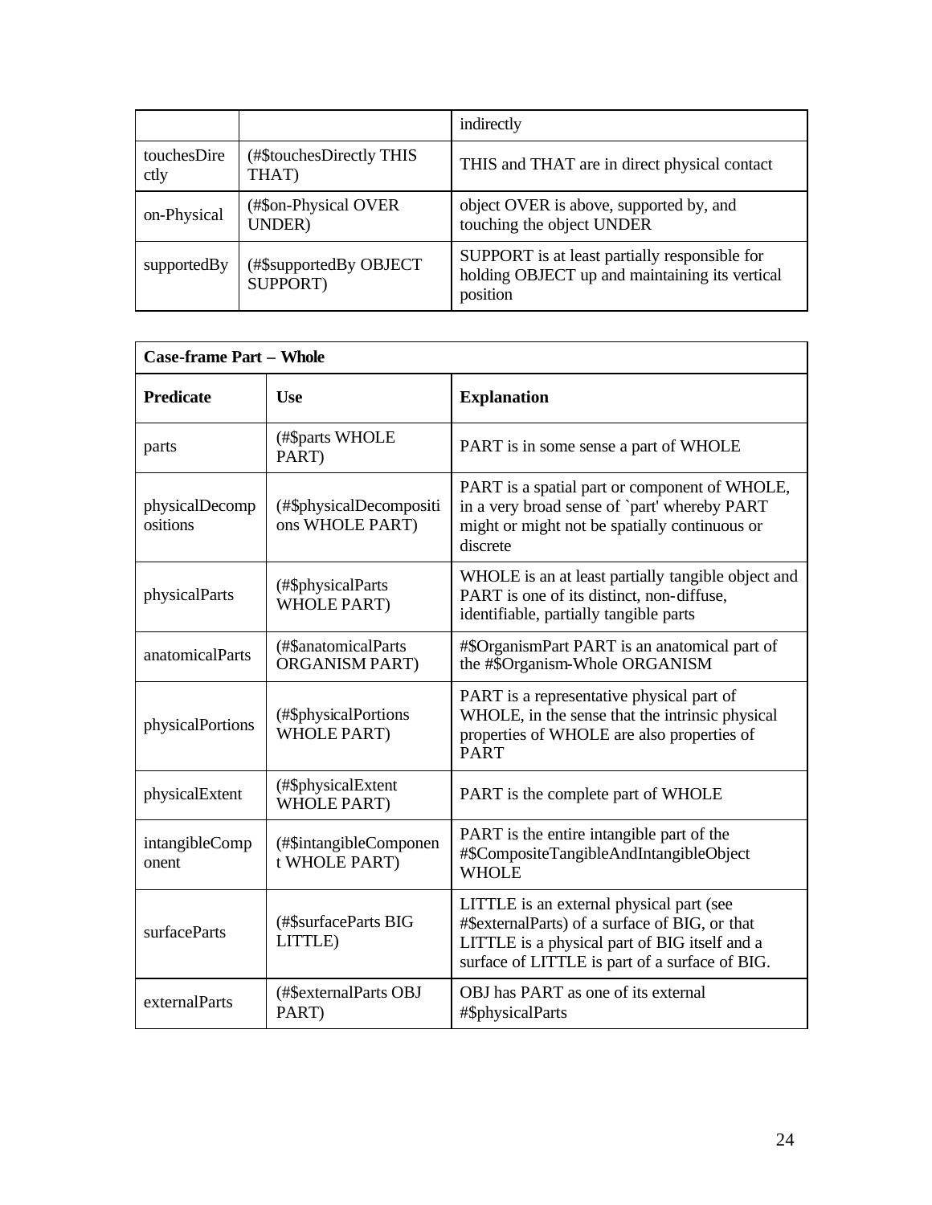| | | indirectly |
|---|---|---|
| touchesDirectly | (#$touchesDirectly THIS THAT) | THIS and THAT are in direct physical contact |
| on-Physical | (#$on-Physical OVER UNDER) | object OVER is above, supported by, and touching the object UNDER |
| supportedBy | (#$supportedBy OBJECT SUPPORT) | SUPPORT is at least partially responsible for holding OBJECT up and maintaining its vertical position |

| **Case-frame Part – Whole** | | |
|---|---|---|
| **Predicate** | **Use** | **Explanation** |
| parts | (#$parts WHOLE PART) | PART is in some sense a part of WHOLE |
| physicalDecompositions | (#$physicalDecompositions WHOLE PART) | PART is a spatial part or component of WHOLE, in a very broad sense of `part' whereby PART might or might not be spatially continuous or discrete |
| physicalParts | (#$physicalParts WHOLE PART) | WHOLE is an at least partially tangible object and PART is one of its distinct, non-diffuse, identifiable, partially tangible parts |
| anatomicalParts | (#$anatomicalParts ORGANISM PART) | #$OrganismPart PART is an anatomical part of the #$Organism-Whole ORGANISM |
| physicalPortions | (#$physicalPortions WHOLE PART) | PART is a representative physical part of WHOLE, in the sense that the intrinsic physical properties of WHOLE are also properties of PART |
| physicalExtent | (#$physicalExtent WHOLE PART) | PART is the complete part of WHOLE |
| intangibleComponent | (#$intangibleComponent WHOLE PART) | PART is the entire intangible part of the #$CompositeTangibleAndIntangibleObject WHOLE |
| surfaceParts | (#$surfaceParts BIG LITTLE) | LITTLE is an external physical part (see #$externalParts) of a surface of BIG, or that LITTLE is a physical part of BIG itself and a surface of LITTLE is part of a surface of BIG. |
| externalParts | (#$externalParts OBJ PART) | OBJ has PART as one of its external #$physicalParts |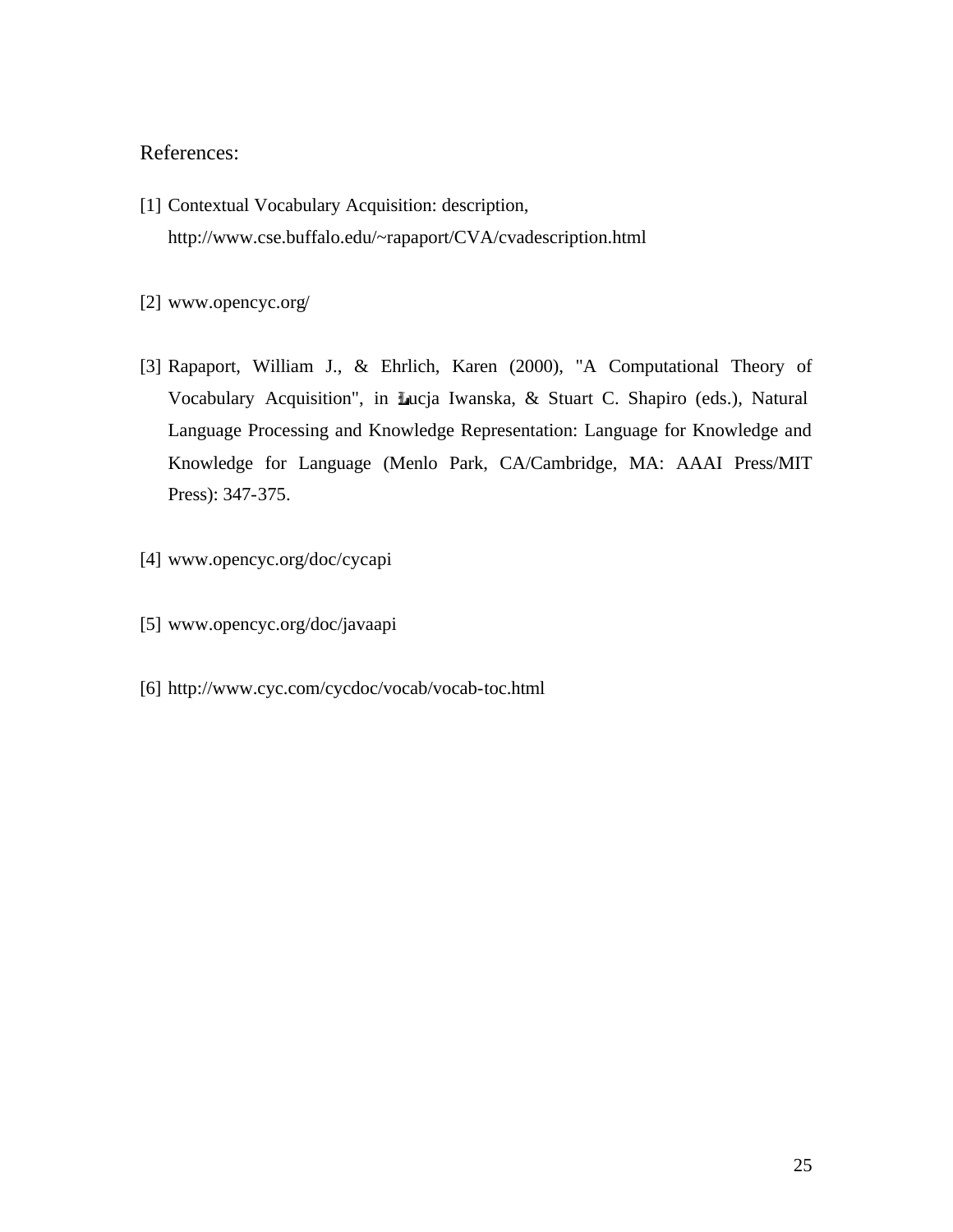References:

[1] Contextual Vocabulary Acquisition: description, http://www.cse.buffalo.edu/~rapaport/CVA/cvadescription.html

[2] www.opencyc.org/

[3] Rapaport, William J., & Ehrlich, Karen (2000), "A Computational Theory of Vocabulary Acquisition", in Łucja Iwanska, & Stuart C. Shapiro (eds.), Natural Language Processing and Knowledge Representation: Language for Knowledge and Knowledge for Language (Menlo Park, CA/Cambridge, MA: AAAI Press/MIT Press): 347-375.

[4] www.opencyc.org/doc/cycapi

[5] www.opencyc.org/doc/javaapi

[6] http://www.cyc.com/cycdoc/vocab/vocab-toc.html